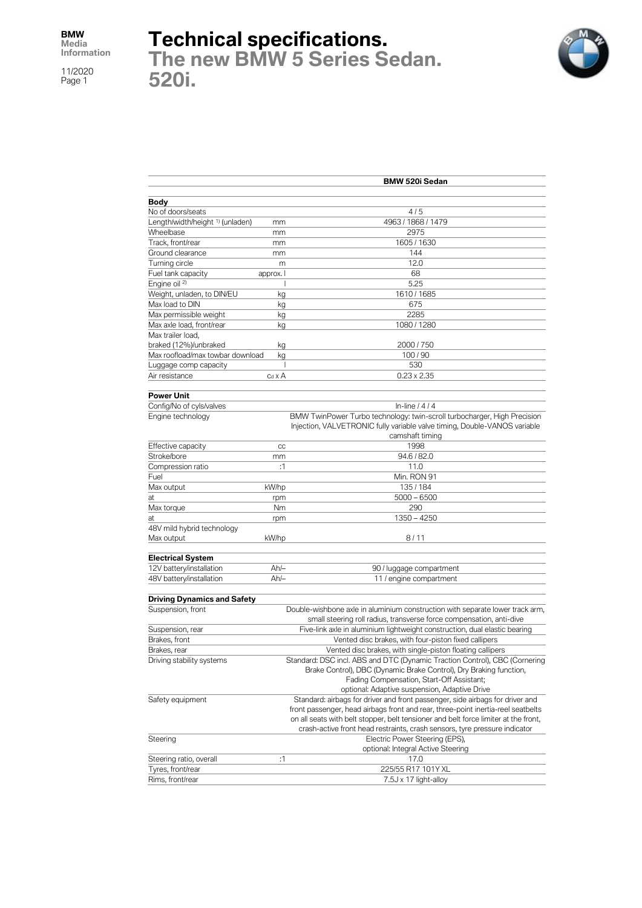# Technical specifications.

## The new BMW 5 Series Sedan.

## 520i.

| | | BMW 520i Sedan |
|---|---|---|
| **Body** | | |
| No of doors/seats | | 4 / 5 |
| Length/width/height [1] (unladen) | mm | 4963 / 1868 / 1479 |
| Wheelbase | mm | 2975 |
| Track, front/rear | mm | 1605 / 1630 |
| Ground clearance | mm | 144 |
| Turning circle | m | 12.0 |
| Fuel tank capacity | approx. l | 68 |
| Engine oil [2] | l | 5.25 |
| Weight, unladen, to DIN/EU | kg | 1610 / 1685 |
| Max load to DIN | kg | 675 |
| Max permissible weight | kg | 2285 |
| Max axle load, front/rear | kg | 1080 / 1280 |
| Max trailer load, braked (12%)/unbraked | kg | 2000 / 750 |
| Max roofload/max towbar download | kg | 100 / 90 |
| Luggage comp capacity | l | 530 |
| Air resistance | $c_d$ x A | 0.23 x 2.35 |
| **Power Unit** | | |
| Config/No of cyls/valves | | In-line / 4 / 4 |
| Engine technology | | BMW TwinPower Turbo technology: twin-scroll turbocharger, High Precision Injection, VALVETRONIC fully variable valve timing, Double-VANOS variable camshaft timing |
| Effective capacity | cc | 1998 |
| Stroke/bore | mm | 94.6 / 82.0 |
| Compression ratio | :1 | 11.0 |
| Fuel | | Min. RON 91 |
| Max output | kW/hp | 135 / 184 |
| at | rpm | 5000 – 6500 |
| Max torque | Nm | 290 |
| at | rpm | 1350 – 4250 |
| 48V mild hybrid technology Max output | kW/hp | 8 / 11 |
| **Electrical System** | | |
| 12V battery/installation | Ah/– | 90 / luggage compartment |
| 48V battery/installation | Ah/– | 11 / engine compartment |
| **Driving Dynamics and Safety** | | |
| Suspension, front | | Double-wishbone axle in aluminium construction with separate lower track arm, small steering roll radius, transverse force compensation, anti-dive |
| Suspension, rear | | Five-link axle in aluminium lightweight construction, dual elastic bearing |
| Brakes, front | | Vented disc brakes, with four-piston fixed callipers |
| Brakes, rear | | Vented disc brakes, with single-piston floating callipers |
| Driving stability systems | | Standard: DSC incl. ABS and DTC (Dynamic Traction Control), CBC (Cornering Brake Control), DBC (Dynamic Brake Control), Dry Braking function, Fading Compensation, Start-Off Assistant; optional: Adaptive suspension, Adaptive Drive |
| Safety equipment | | Standard: airbags for driver and front passenger, side airbags for driver and front passenger, head airbags front and rear, three-point inertia-reel seatbelts on all seats with belt stopper, belt tensioner and belt force limiter at the front, crash-active front head restraints, crash sensors, tyre pressure indicator |
| Steering | | Electric Power Steering (EPS), optional: Integral Active Steering |
| Steering ratio, overall | :1 | 17.0 |
| Tyres, front/rear | | 225/55 R17 101Y XL |
| Rims, front/rear | | 7.5J x 17 light-alloy |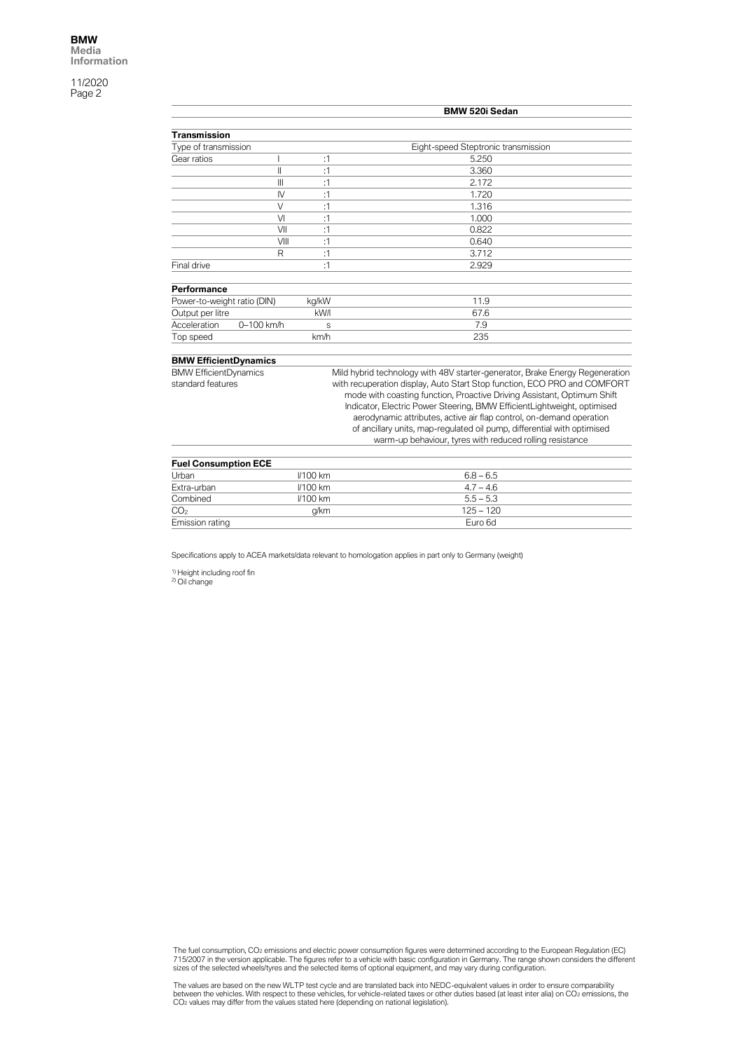| | | | BMW 520i Sedan |
|---|---|---|---|
| **Transmission** | | | |
| Type of transmission | | | Eight-speed Steptronic transmission |
| Gear ratios | I | :1 | 5.250 |
| | II | :1 | 3.360 |
| | III | :1 | 2.172 |
| | IV | :1 | 1.720 |
| | V | :1 | 1.316 |
| | VI | :1 | 1.000 |
| | VII | :1 | 0.822 |
| | VIII | :1 | 0.640 |
| | R | :1 | 3.712 |
| Final drive | | :1 | 2.929 |
| **Performance** | | | |
| Power-to-weight ratio (DIN) | | kg/kW | 11.9 |
| Output per litre | | kW/l | 67.6 |
| Acceleration | 0–100 km/h | s | 7.9 |
| Top speed | | km/h | 235 |
| **BMW EfficientDynamics** | | | |
| BMW EfficientDynamics standard features | | | Mild hybrid technology with 48V starter-generator, Brake Energy Regeneration with recuperation display, Auto Start Stop function, ECO PRO and COMFORT mode with coasting function, Proactive Driving Assistant, Optimum Shift Indicator, Electric Power Steering, BMW EfficientLightweight, optimised aerodynamic attributes, active air flap control, on-demand operation of ancillary units, map-regulated oil pump, differential with optimised warm-up behaviour, tyres with reduced rolling resistance |
| **Fuel Consumption ECE** | | | |
| Urban | | l/100 km | 6.8 – 6.5 |
| Extra-urban | | l/100 km | 4.7 – 4.6 |
| Combined | | l/100 km | 5.5 – 5.3 |
| $CO_2$ | | g/km | 125 – 120 |
| Emission rating | | | Euro 6d |

Specifications apply to ACEA markets/data relevant to homologation applies in part only to Germany (weight)

[1] Height including roof fin
[2] Oil change

The fuel consumption, $CO_2$ emissions and electric power consumption figures were determined according to the European Regulation (EC) 715/2007 in the version applicable. The figures refer to a vehicle with basic configuration in Germany. The range shown considers the different sizes of the selected wheels/tyres and the selected items of optional equipment, and may vary during configuration.

The values are based on the new WLTP test cycle and are translated back into NEDC-equivalent values in order to ensure comparability between the vehicles. With respect to these vehicles, for vehicle-related taxes or other duties based (at least inter alia) on $CO_2$ emissions, the $CO_2$ values may differ from the values stated here (depending on national legislation).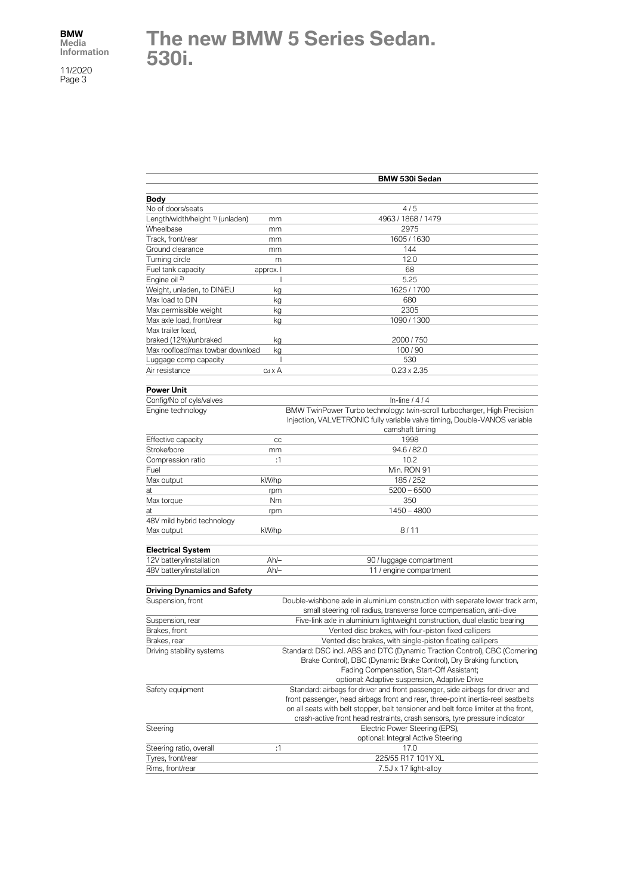# The new BMW 5 Series Sedan. 530i.

| | | BMW 530i Sedan |
|---|---|---|
| **Body** | | |
| No of doors/seats | | 4 / 5 |
| Length/width/height [1] (unladen) | mm | 4963 / 1868 / 1479 |
| Wheelbase | mm | 2975 |
| Track, front/rear | mm | 1605 / 1630 |
| Ground clearance | mm | 144 |
| Turning circle | m | 12.0 |
| Fuel tank capacity | approx. l | 68 |
| Engine oil [2] | l | 5.25 |
| Weight, unladen, to DIN/EU | kg | 1625 / 1700 |
| Max load to DIN | kg | 680 |
| Max permissible weight | kg | 2305 |
| Max axle load, front/rear | kg | 1090 / 1300 |
| Max trailer load, braked (12%)/unbraked | kg | 2000 / 750 |
| Max roofload/max towbar download | kg | 100 / 90 |
| Luggage comp capacity | l | 530 |
| Air resistance | $c_d$ x A | 0.23 x 2.35 |
| **Power Unit** | | |
| Config/No of cyls/valves | | In-line / 4 / 4 |
| Engine technology | | BMW TwinPower Turbo technology: twin-scroll turbocharger, High Precision Injection, VALVETRONIC fully variable valve timing, Double-VANOS variable camshaft timing |
| Effective capacity | cc | 1998 |
| Stroke/bore | mm | 94.6 / 82.0 |
| Compression ratio | :1 | 10.2 |
| Fuel | | Min. RON 91 |
| Max output | kW/hp | 185 / 252 |
| at | rpm | 5200 – 6500 |
| Max torque | Nm | 350 |
| at | rpm | 1450 – 4800 |
| 48V mild hybrid technology Max output | kW/hp | 8 / 11 |
| **Electrical System** | | |
| 12V battery/installation | Ah/– | 90 / luggage compartment |
| 48V battery/installation | Ah/– | 11 / engine compartment |
| **Driving Dynamics and Safety** | | |
| Suspension, front | | Double-wishbone axle in aluminium construction with separate lower track arm, small steering roll radius, transverse force compensation, anti-dive |
| Suspension, rear | | Five-link axle in aluminium lightweight construction, dual elastic bearing |
| Brakes, front | | Vented disc brakes, with four-piston fixed callipers |
| Brakes, rear | | Vented disc brakes, with single-piston floating callipers |
| Driving stability systems | | Standard: DSC incl. ABS and DTC (Dynamic Traction Control), CBC (Cornering Brake Control), DBC (Dynamic Brake Control), Dry Braking function, Fading Compensation, Start-Off Assistant; optional: Adaptive suspension, Adaptive Drive |
| Safety equipment | | Standard: airbags for driver and front passenger, side airbags for driver and front passenger, head airbags front and rear, three-point inertia-reel seatbelts on all seats with belt stopper, belt tensioner and belt force limiter at the front, crash-active front head restraints, crash sensors, tyre pressure indicator |
| Steering | | Electric Power Steering (EPS), optional: Integral Active Steering |
| Steering ratio, overall | :1 | 17.0 |
| Tyres, front/rear | | 225/55 R17 101Y XL |
| Rims, front/rear | | 7.5J x 17 light-alloy |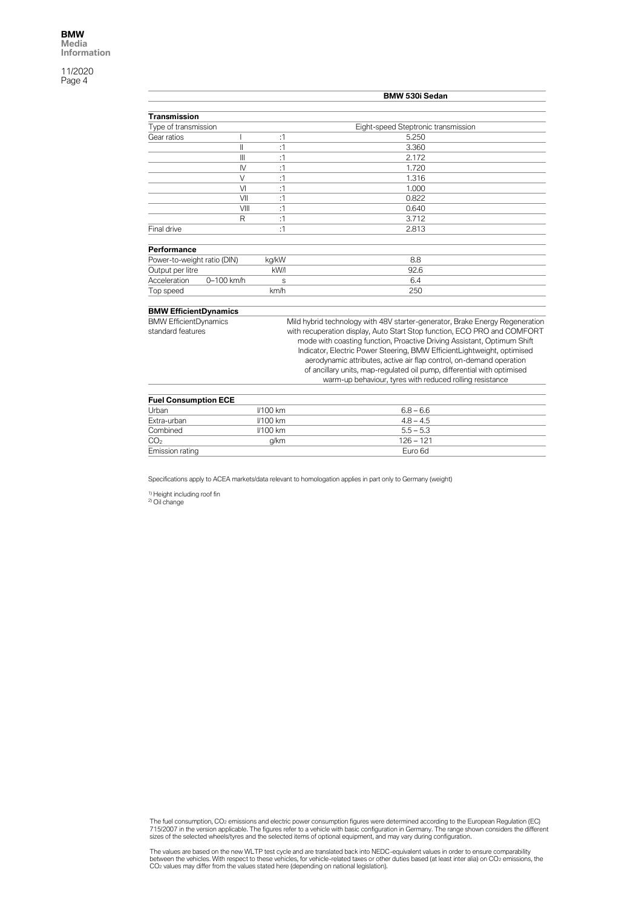| | | | BMW 530i Sedan |
|---|---|---|---|
| **Transmission** | | | |
| Type of transmission | | | Eight-speed Steptronic transmission |
| Gear ratios | I | :1 | 5.250 |
| | II | :1 | 3.360 |
| | III | :1 | 2.172 |
| | IV | :1 | 1.720 |
| | V | :1 | 1.316 |
| | VI | :1 | 1.000 |
| | VII | :1 | 0.822 |
| | VIII | :1 | 0.640 |
| | R | :1 | 3.712 |
| Final drive | | :1 | 2.813 |
| **Performance** | | | |
| Power-to-weight ratio (DIN) | | kg/kW | 8.8 |
| Output per litre | | kW/l | 92.6 |
| Acceleration | 0–100 km/h | s | 6.4 |
| Top speed | | km/h | 250 |
| **BMW EfficientDynamics** | | | |
| BMW EfficientDynamics standard features | | | Mild hybrid technology with 48V starter-generator, Brake Energy Regeneration with recuperation display, Auto Start Stop function, ECO PRO and COMFORT mode with coasting function, Proactive Driving Assistant, Optimum Shift Indicator, Electric Power Steering, BMW EfficientLightweight, optimised aerodynamic attributes, active air flap control, on-demand operation of ancillary units, map-regulated oil pump, differential with optimised warm-up behaviour, tyres with reduced rolling resistance |
| **Fuel Consumption ECE** | | | |
| Urban | | l/100 km | 6.8 – 6.6 |
| Extra-urban | | l/100 km | 4.8 – 4.5 |
| Combined | | l/100 km | 5.5 – 5.3 |
| $CO_2$ | | g/km | 126 – 121 |
| Emission rating | | | Euro 6d |

Specifications apply to ACEA markets/data relevant to homologation applies in part only to Germany (weight)

[1] Height including roof fin
[2] Oil change

The fuel consumption, $CO_2$ emissions and electric power consumption figures were determined according to the European Regulation (EC) 715/2007 in the version applicable. The figures refer to a vehicle with basic configuration in Germany. The range shown considers the different sizes of the selected wheels/tyres and the selected items of optional equipment, and may vary during configuration.

The values are based on the new WLTP test cycle and are translated back into NEDC-equivalent values in order to ensure comparability between the vehicles. With respect to these vehicles, for vehicle-related taxes or other duties based (at least inter alia) on $CO_2$ emissions, the $CO_2$ values may differ from the values stated here (depending on national legislation).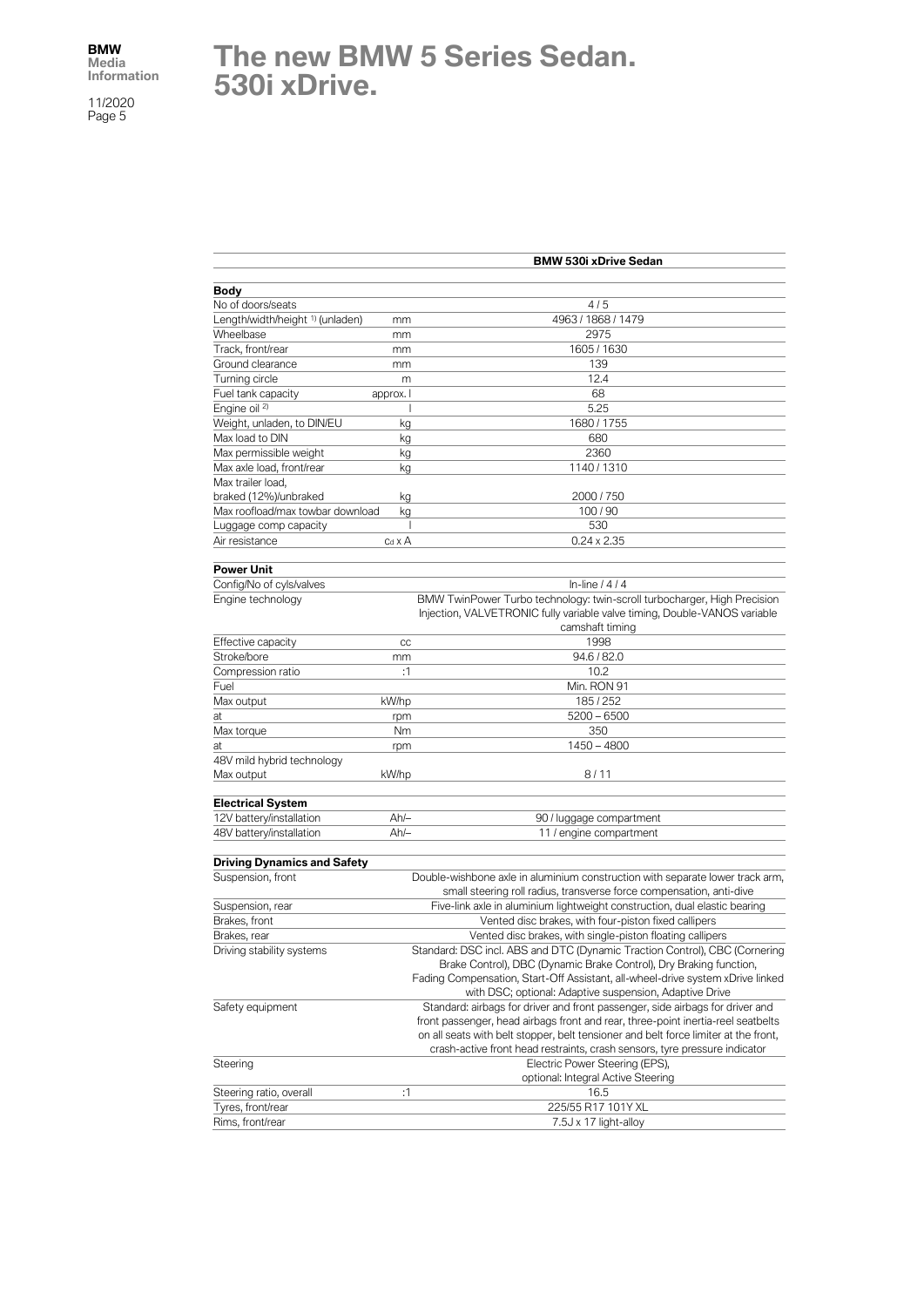# The new BMW 5 Series Sedan. 530i xDrive.

| | | BMW 530i xDrive Sedan |
|---|---|---|
| **Body** | | |
| No of doors/seats | | 4 / 5 |
| Length/width/height [1] (unladen) | mm | 4963 / 1868 / 1479 |
| Wheelbase | mm | 2975 |
| Track, front/rear | mm | 1605 / 1630 |
| Ground clearance | mm | 139 |
| Turning circle | m | 12.4 |
| Fuel tank capacity | approx. l | 68 |
| Engine oil [2] | l | 5.25 |
| Weight, unladen, to DIN/EU | kg | 1680 / 1755 |
| Max load to DIN | kg | 680 |
| Max permissible weight | kg | 2360 |
| Max axle load, front/rear | kg | 1140 / 1310 |
| Max trailer load, braked (12%)/unbraked | kg | 2000 / 750 |
| Max roofload/max towbar download | kg | 100 / 90 |
| Luggage comp capacity | l | 530 |
| Air resistance | $c_d$ x A | 0.24 x 2.35 |
| **Power Unit** | | |
| Config/No of cyls/valves | | In-line / 4 / 4 |
| Engine technology | | BMW TwinPower Turbo technology: twin-scroll turbocharger, High Precision Injection, VALVETRONIC fully variable valve timing, Double-VANOS variable camshaft timing |
| Effective capacity | cc | 1998 |
| Stroke/bore | mm | 94.6 / 82.0 |
| Compression ratio | :1 | 10.2 |
| Fuel | | Min. RON 91 |
| Max output | kW/hp | 185 / 252 |
| at | rpm | 5200 – 6500 |
| Max torque | Nm | 350 |
| at | rpm | 1450 – 4800 |
| 48V mild hybrid technology Max output | kW/hp | 8 / 11 |
| **Electrical System** | | |
| 12V battery/installation | Ah/– | 90 / luggage compartment |
| 48V battery/installation | Ah/– | 11 / engine compartment |
| **Driving Dynamics and Safety** | | |
| Suspension, front | | Double-wishbone axle in aluminium construction with separate lower track arm, small steering roll radius, transverse force compensation, anti-dive |
| Suspension, rear | | Five-link axle in aluminium lightweight construction, dual elastic bearing |
| Brakes, front | | Vented disc brakes, with four-piston fixed callipers |
| Brakes, rear | | Vented disc brakes, with single-piston floating callipers |
| Driving stability systems | | Standard: DSC incl. ABS and DTC (Dynamic Traction Control), CBC (Cornering Brake Control), DBC (Dynamic Brake Control), Dry Braking function, Fading Compensation, Start-Off Assistant, all-wheel-drive system xDrive linked with DSC; optional: Adaptive suspension, Adaptive Drive |
| Safety equipment | | Standard: airbags for driver and front passenger, side airbags for driver and front passenger, head airbags front and rear, three-point inertia-reel seatbelts on all seats with belt stopper, belt tensioner and belt force limiter at the front, crash-active front head restraints, crash sensors, tyre pressure indicator |
| Steering | | Electric Power Steering (EPS), optional: Integral Active Steering |
| Steering ratio, overall | :1 | 16.5 |
| Tyres, front/rear | | 225/55 R17 101Y XL |
| Rims, front/rear | | 7.5J x 17 light-alloy |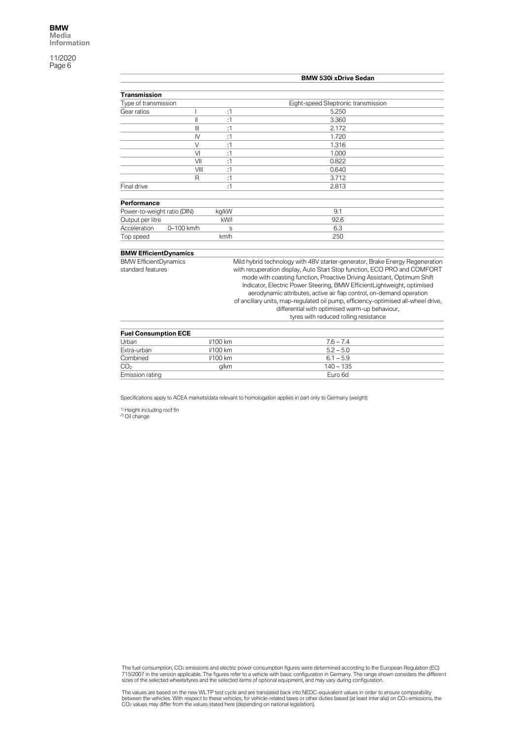| | | | BMW 530i xDrive Sedan |
|---|---|---|---|
| **Transmission** | | | |
| Type of transmission | | | Eight-speed Steptronic transmission |
| Gear ratios | I | :1 | 5.250 |
| | II | :1 | 3.360 |
| | III | :1 | 2.172 |
| | IV | :1 | 1.720 |
| | V | :1 | 1.316 |
| | VI | :1 | 1.000 |
| | VII | :1 | 0.822 |
| | VIII | :1 | 0.640 |
| | R | :1 | 3.712 |
| Final drive | | :1 | 2.813 |
| **Performance** | | | |
| Power-to-weight ratio (DIN) | | kg/kW | 9.1 |
| Output per litre | | kW/l | 92.6 |
| Acceleration | 0–100 km/h | s | 6.3 |
| Top speed | | km/h | 250 |
| **BMW EfficientDynamics** | | | |
| BMW EfficientDynamics standard features | | | Mild hybrid technology with 48V starter-generator, Brake Energy Regeneration with recuperation display, Auto Start Stop function, ECO PRO and COMFORT mode with coasting function, Proactive Driving Assistant, Optimum Shift Indicator, Electric Power Steering, BMW EfficientLightweight, optimised aerodynamic attributes, active air flap control, on-demand operation of ancillary units, map-regulated oil pump, efficiency-optimised all-wheel drive, differential with optimised warm-up behaviour, tyres with reduced rolling resistance |
| **Fuel Consumption ECE** | | | |
| Urban | | l/100 km | 7.6 – 7.4 |
| Extra-urban | | l/100 km | 5.2 – 5.0 |
| Combined | | l/100 km | 6.1 – 5.9 |
| $CO_2$ | | g/km | 140 – 135 |
| Emission rating | | | Euro 6d |

Specifications apply to ACEA markets/data relevant to homologation applies in part only to Germany (weight)

[1] Height including roof fin
[2] Oil change

The fuel consumption, $CO_2$ emissions and electric power consumption figures were determined according to the European Regulation (EC) 715/2007 in the version applicable. The figures refer to a vehicle with basic configuration in Germany. The range shown considers the different sizes of the selected wheels/tyres and the selected items of optional equipment, and may vary during configuration.

The values are based on the new WLTP test cycle and are translated back into NEDC-equivalent values in order to ensure comparability between the vehicles. With respect to these vehicles, for vehicle-related taxes or other duties based (at least inter alia) on $CO_2$ emissions, the $CO_2$ values may differ from the values stated here (depending on national legislation).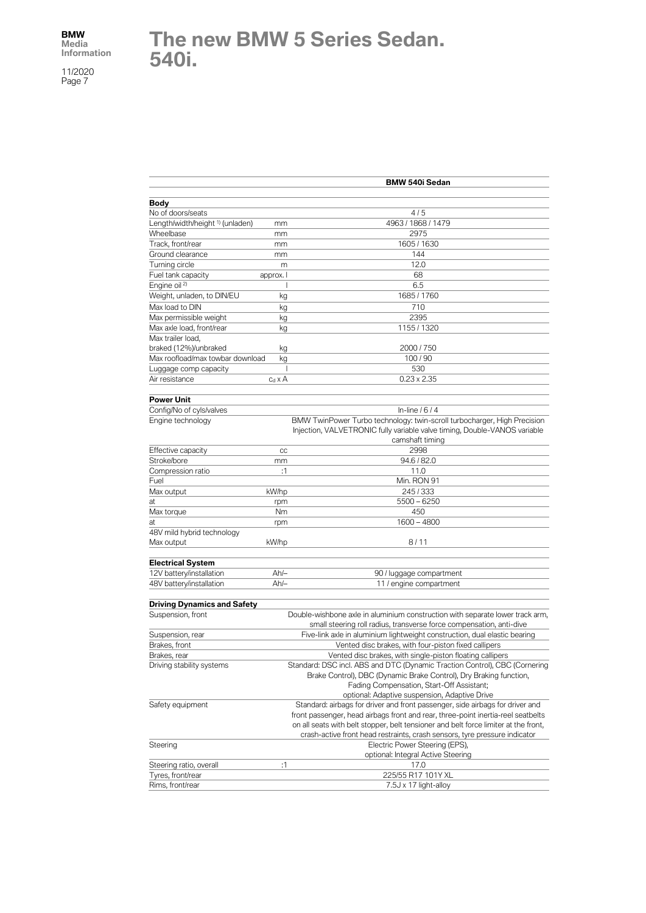# The new BMW 5 Series Sedan. 540i.

| | | BMW 540i Sedan |
|---|---|---|
| **Body** | | |
| No of doors/seats | | 4 / 5 |
| Length/width/height [1] (unladen) | mm | 4963 / 1868 / 1479 |
| Wheelbase | mm | 2975 |
| Track, front/rear | mm | 1605 / 1630 |
| Ground clearance | mm | 144 |
| Turning circle | m | 12.0 |
| Fuel tank capacity | approx. l | 68 |
| Engine oil [2] | l | 6.5 |
| Weight, unladen, to DIN/EU | kg | 1685 / 1760 |
| Max load to DIN | kg | 710 |
| Max permissible weight | kg | 2395 |
| Max axle load, front/rear | kg | 1155 / 1320 |
| Max trailer load, braked (12%)/unbraked | kg | 2000 / 750 |
| Max roofload/max towbar download | kg | 100 / 90 |
| Luggage comp capacity | l | 530 |
| Air resistance | $c_d$ x A | 0.23 x 2.35 |
| **Power Unit** | | |
| Config/No of cyls/valves | | In-line / 6 / 4 |
| Engine technology | | BMW TwinPower Turbo technology: twin-scroll turbocharger, High Precision Injection, VALVETRONIC fully variable valve timing, Double-VANOS variable camshaft timing |
| Effective capacity | cc | 2998 |
| Stroke/bore | mm | 94.6 / 82.0 |
| Compression ratio | :1 | 11.0 |
| Fuel | | Min. RON 91 |
| Max output | kW/hp | 245 / 333 |
| at | rpm | 5500 – 6250 |
| Max torque | Nm | 450 |
| at | rpm | 1600 – 4800 |
| 48V mild hybrid technology Max output | kW/hp | 8 / 11 |
| **Electrical System** | | |
| 12V battery/installation | Ah/– | 90 / luggage compartment |
| 48V battery/installation | Ah/– | 11 / engine compartment |
| **Driving Dynamics and Safety** | | |
| Suspension, front | | Double-wishbone axle in aluminium construction with separate lower track arm, small steering roll radius, transverse force compensation, anti-dive |
| Suspension, rear | | Five-link axle in aluminium lightweight construction, dual elastic bearing |
| Brakes, front | | Vented disc brakes, with four-piston fixed callipers |
| Brakes, rear | | Vented disc brakes, with single-piston floating callipers |
| Driving stability systems | | Standard: DSC incl. ABS and DTC (Dynamic Traction Control), CBC (Cornering Brake Control), DBC (Dynamic Brake Control), Dry Braking function, Fading Compensation, Start-Off Assistant; optional: Adaptive suspension, Adaptive Drive |
| Safety equipment | | Standard: airbags for driver and front passenger, side airbags for driver and front passenger, head airbags front and rear, three-point inertia-reel seatbelts on all seats with belt stopper, belt tensioner and belt force limiter at the front, crash-active front head restraints, crash sensors, tyre pressure indicator |
| Steering | | Electric Power Steering (EPS), optional: Integral Active Steering |
| Steering ratio, overall | :1 | 17.0 |
| Tyres, front/rear | | 225/55 R17 101Y XL |
| Rims, front/rear | | 7.5J x 17 light-alloy |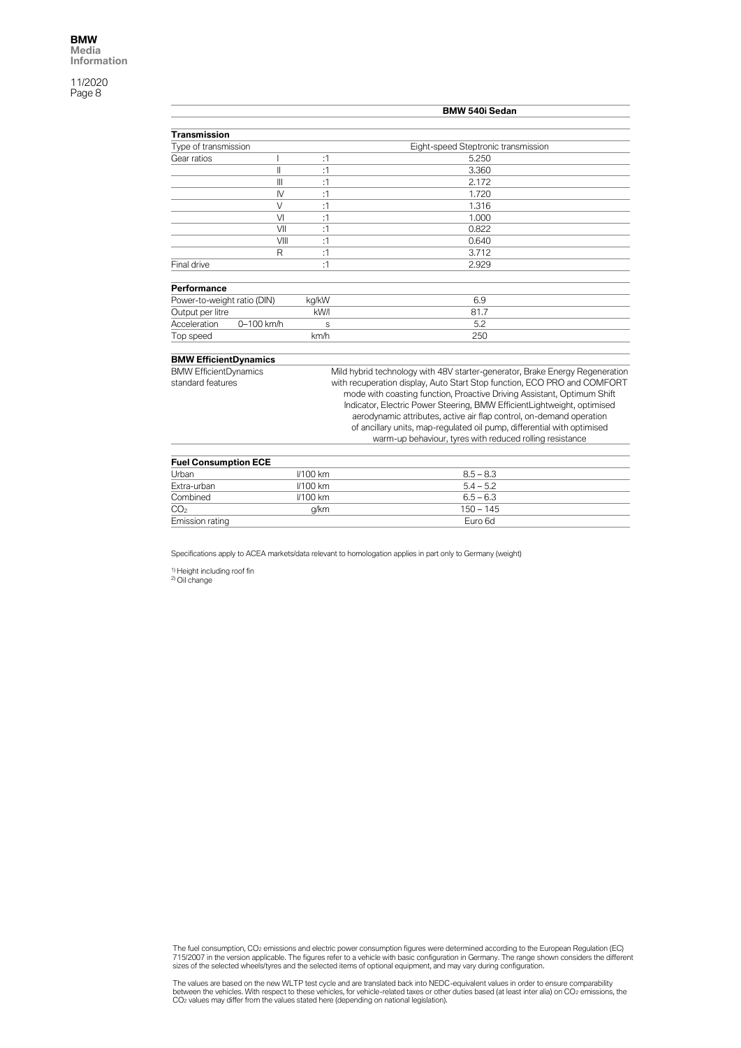| | | | BMW 540i Sedan |
|---|---|---|---|
| **Transmission** | | | |
| Type of transmission | | | Eight-speed Steptronic transmission |
| Gear ratios | I | :1 | 5.250 |
| | II | :1 | 3.360 |
| | III | :1 | 2.172 |
| | IV | :1 | 1.720 |
| | V | :1 | 1.316 |
| | VI | :1 | 1.000 |
| | VII | :1 | 0.822 |
| | VIII | :1 | 0.640 |
| | R | :1 | 3.712 |
| Final drive | | :1 | 2.929 |
| **Performance** | | | |
| Power-to-weight ratio (DIN) | | kg/kW | 6.9 |
| Output per litre | | kW/l | 81.7 |
| Acceleration | 0–100 km/h | s | 5.2 |
| Top speed | | km/h | 250 |
| **BMW EfficientDynamics** | | | |
| BMW EfficientDynamics standard features | | | Mild hybrid technology with 48V starter-generator, Brake Energy Regeneration with recuperation display, Auto Start Stop function, ECO PRO and COMFORT mode with coasting function, Proactive Driving Assistant, Optimum Shift Indicator, Electric Power Steering, BMW EfficientLightweight, optimised aerodynamic attributes, active air flap control, on-demand operation of ancillary units, map-regulated oil pump, differential with optimised warm-up behaviour, tyres with reduced rolling resistance |
| **Fuel Consumption ECE** | | | |
| Urban | | l/100 km | 8.5 – 8.3 |
| Extra-urban | | l/100 km | 5.4 – 5.2 |
| Combined | | l/100 km | 6.5 – 6.3 |
| $CO_2$ | | g/km | 150 – 145 |
| Emission rating | | | Euro 6d |

Specifications apply to ACEA markets/data relevant to homologation applies in part only to Germany (weight)

[1] Height including roof fin
[2] Oil change

The fuel consumption, $CO_2$ emissions and electric power consumption figures were determined according to the European Regulation (EC) 715/2007 in the version applicable. The figures refer to a vehicle with basic configuration in Germany. The range shown considers the different sizes of the selected wheels/tyres and the selected items of optional equipment, and may vary during configuration.

The values are based on the new WLTP test cycle and are translated back into NEDC-equivalent values in order to ensure comparability between the vehicles. With respect to these vehicles, for vehicle-related taxes or other duties based (at least inter alia) on $CO_2$ emissions, the $CO_2$ values may differ from the values stated here (depending on national legislation).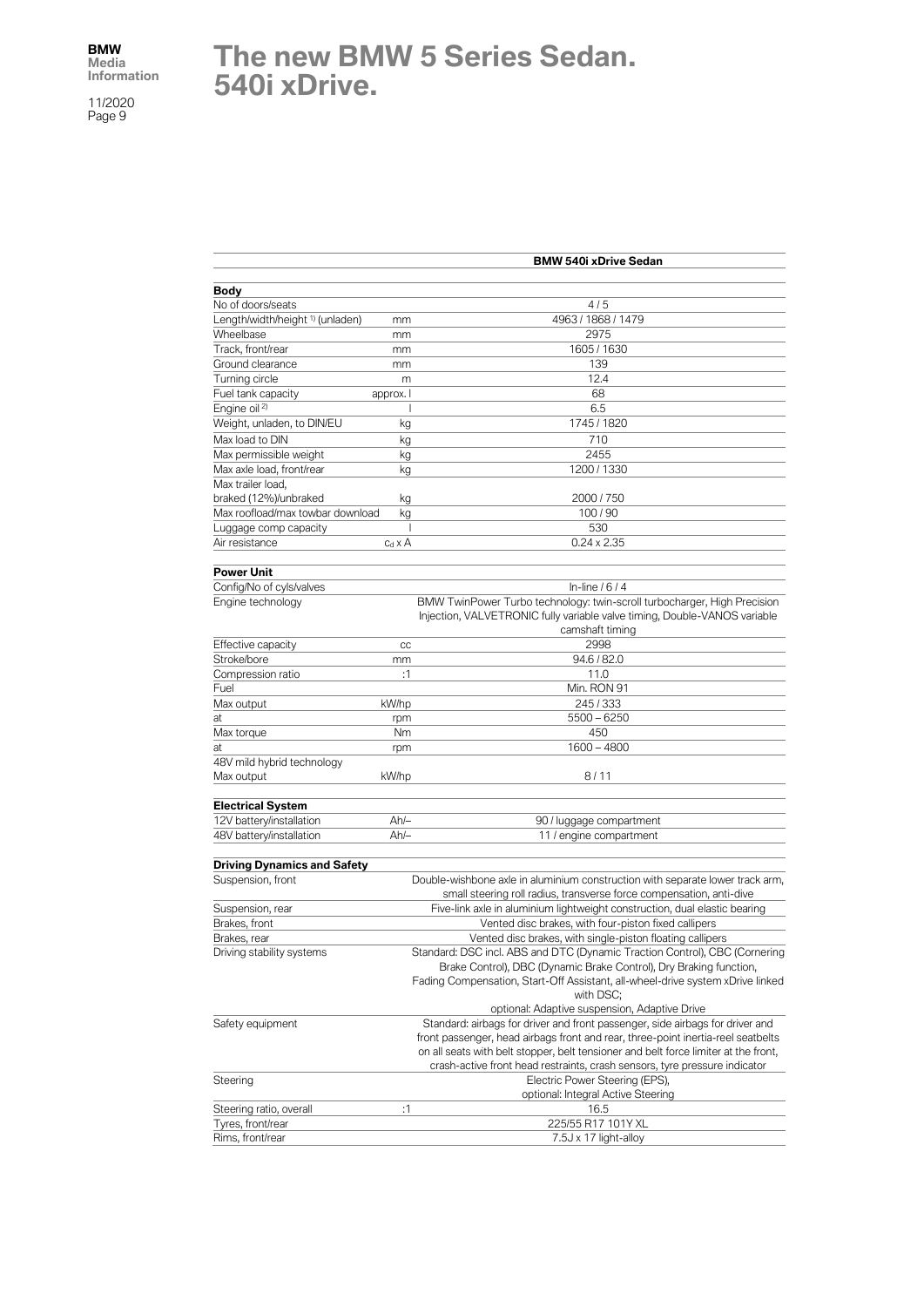# The new BMW 5 Series Sedan. 540i xDrive.

| | | BMW 540i xDrive Sedan |
|---|---|---|
| **Body** | | |
| No of doors/seats | | 4 / 5 |
| Length/width/height [1] (unladen) | mm | 4963 / 1868 / 1479 |
| Wheelbase | mm | 2975 |
| Track, front/rear | mm | 1605 / 1630 |
| Ground clearance | mm | 139 |
| Turning circle | m | 12.4 |
| Fuel tank capacity | approx. l | 68 |
| Engine oil [2] | l | 6.5 |
| Weight, unladen, to DIN/EU | kg | 1745 / 1820 |
| Max load to DIN | kg | 710 |
| Max permissible weight | kg | 2455 |
| Max axle load, front/rear | kg | 1200 / 1330 |
| Max trailer load, braked (12%)/unbraked | kg | 2000 / 750 |
| Max roofload/max towbar download | kg | 100 / 90 |
| Luggage comp capacity | l | 530 |
| Air resistance | $c_d$ x A | 0.24 x 2.35 |
| **Power Unit** | | |
| Config/No of cyls/valves | | In-line / 6 / 4 |
| Engine technology | | BMW TwinPower Turbo technology: twin-scroll turbocharger, High Precision Injection, VALVETRONIC fully variable valve timing, Double-VANOS variable camshaft timing |
| Effective capacity | cc | 2998 |
| Stroke/bore | mm | 94.6 / 82.0 |
| Compression ratio | :1 | 11.0 |
| Fuel | | Min. RON 91 |
| Max output | kW/hp | 245 / 333 |
| at | rpm | 5500 – 6250 |
| Max torque | Nm | 450 |
| at | rpm | 1600 – 4800 |
| 48V mild hybrid technology Max output | kW/hp | 8 / 11 |
| **Electrical System** | | |
| 12V battery/installation | Ah/– | 90 / luggage compartment |
| 48V battery/installation | Ah/– | 11 / engine compartment |
| **Driving Dynamics and Safety** | | |
| Suspension, front | | Double-wishbone axle in aluminium construction with separate lower track arm, small steering roll radius, transverse force compensation, anti-dive |
| Suspension, rear | | Five-link axle in aluminium lightweight construction, dual elastic bearing |
| Brakes, front | | Vented disc brakes, with four-piston fixed callipers |
| Brakes, rear | | Vented disc brakes, with single-piston floating callipers |
| Driving stability systems | | Standard: DSC incl. ABS and DTC (Dynamic Traction Control), CBC (Cornering Brake Control), DBC (Dynamic Brake Control), Dry Braking function, Fading Compensation, Start-Off Assistant, all-wheel-drive system xDrive linked with DSC; optional: Adaptive suspension, Adaptive Drive |
| Safety equipment | | Standard: airbags for driver and front passenger, side airbags for driver and front passenger, head airbags front and rear, three-point inertia-reel seatbelts on all seats with belt stopper, belt tensioner and belt force limiter at the front, crash-active front head restraints, crash sensors, tyre pressure indicator |
| Steering | | Electric Power Steering (EPS), optional: Integral Active Steering |
| Steering ratio, overall | :1 | 16.5 |
| Tyres, front/rear | | 225/55 R17 101Y XL |
| Rims, front/rear | | 7.5J x 17 light-alloy |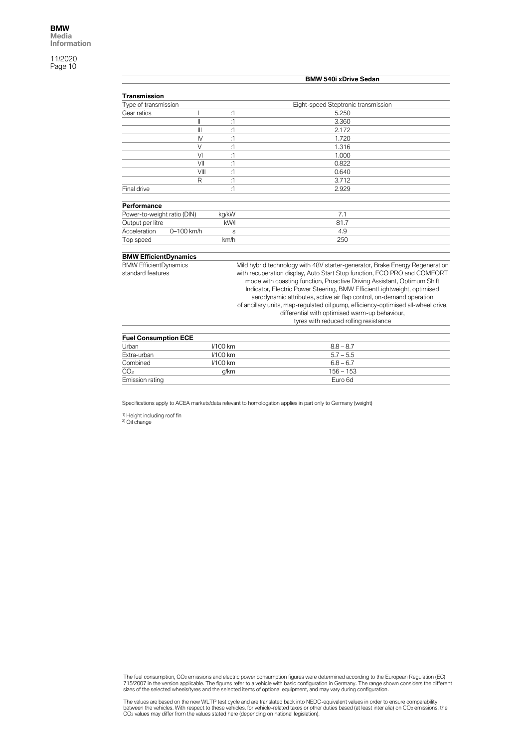| | | | BMW 540i xDrive Sedan |
|---|---|---|---|
| **Transmission** | | | |
| Type of transmission | | | Eight-speed Steptronic transmission |
| Gear ratios | I | :1 | 5.250 |
| | II | :1 | 3.360 |
| | III | :1 | 2.172 |
| | IV | :1 | 1.720 |
| | V | :1 | 1.316 |
| | VI | :1 | 1.000 |
| | VII | :1 | 0.822 |
| | VIII | :1 | 0.640 |
| | R | :1 | 3.712 |
| Final drive | | :1 | 2.929 |
| **Performance** | | | |
| Power-to-weight ratio (DIN) | | kg/kW | 7.1 |
| Output per litre | | kW/l | 81.7 |
| Acceleration | 0–100 km/h | s | 4.9 |
| Top speed | | km/h | 250 |
| **BMW EfficientDynamics** | | | |
| BMW EfficientDynamics standard features | | | Mild hybrid technology with 48V starter-generator, Brake Energy Regeneration with recuperation display, Auto Start Stop function, ECO PRO and COMFORT mode with coasting function, Proactive Driving Assistant, Optimum Shift Indicator, Electric Power Steering, BMW EfficientLightweight, optimised aerodynamic attributes, active air flap control, on-demand operation of ancillary units, map-regulated oil pump, efficiency-optimised all-wheel drive, differential with optimised warm-up behaviour, tyres with reduced rolling resistance |
| **Fuel Consumption ECE** | | | |
| Urban | | l/100 km | 8.8 – 8.7 |
| Extra-urban | | l/100 km | 5.7 – 5.5 |
| Combined | | l/100 km | 6.8 – 6.7 |
| $CO_2$ | | g/km | 156 – 153 |
| Emission rating | | | Euro 6d |

Specifications apply to ACEA markets/data relevant to homologation applies in part only to Germany (weight)

[1] Height including roof fin
[2] Oil change

The fuel consumption, $CO_2$ emissions and electric power consumption figures were determined according to the European Regulation (EC) 715/2007 in the version applicable. The figures refer to a vehicle with basic configuration in Germany. The range shown considers the different sizes of the selected wheels/tyres and the selected items of optional equipment, and may vary during configuration.

The values are based on the new WLTP test cycle and are translated back into NEDC-equivalent values in order to ensure comparability between the vehicles. With respect to these vehicles, for vehicle-related taxes or other duties based (at least inter alia) on $CO_2$ emissions, the $CO_2$ values may differ from the values stated here (depending on national legislation).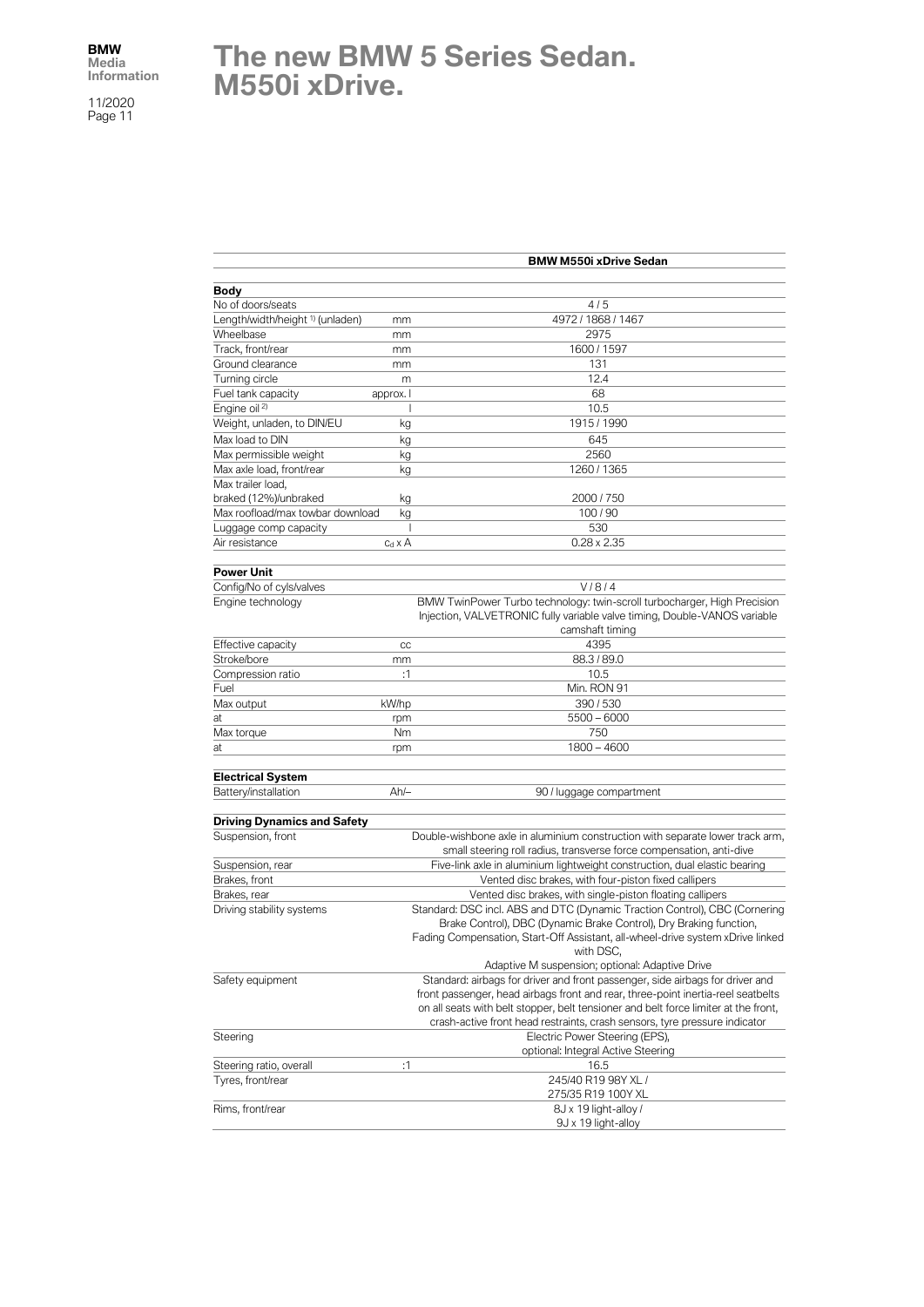# The new BMW 5 Series Sedan. M550i xDrive.

| | | BMW M550i xDrive Sedan |
|---|---|---|
| **Body** | | |
| No of doors/seats | | 4 / 5 |
| Length/width/height [1] (unladen) | mm | 4972 / 1868 / 1467 |
| Wheelbase | mm | 2975 |
| Track, front/rear | mm | 1600 / 1597 |
| Ground clearance | mm | 131 |
| Turning circle | m | 12.4 |
| Fuel tank capacity | approx. l | 68 |
| Engine oil [2] | l | 10.5 |
| Weight, unladen, to DIN/EU | kg | 1915 / 1990 |
| Max load to DIN | kg | 645 |
| Max permissible weight | kg | 2560 |
| Max axle load, front/rear | kg | 1260 / 1365 |
| Max trailer load, braked (12%)/unbraked | kg | 2000 / 750 |
| Max roofload/max towbar download | kg | 100 / 90 |
| Luggage comp capacity | l | 530 |
| Air resistance | $c_d$ x A | 0.28 x 2.35 |
| **Power Unit** | | |
| Config/No of cyls/valves | | V / 8 / 4 |
| Engine technology | | BMW TwinPower Turbo technology: twin-scroll turbocharger, High Precision Injection, VALVETRONIC fully variable valve timing, Double-VANOS variable camshaft timing |
| Effective capacity | cc | 4395 |
| Stroke/bore | mm | 88.3 / 89.0 |
| Compression ratio | :1 | 10.5 |
| Fuel | | Min. RON 91 |
| Max output | kW/hp | 390 / 530 |
| at | rpm | 5500 – 6000 |
| Max torque | Nm | 750 |
| at | rpm | 1800 – 4600 |
| **Electrical System** | | |
| Battery/installation | Ah/– | 90 / luggage compartment |
| **Driving Dynamics and Safety** | | |
| Suspension, front | | Double-wishbone axle in aluminium construction with separate lower track arm, small steering roll radius, transverse force compensation, anti-dive |
| Suspension, rear | | Five-link axle in aluminium lightweight construction, dual elastic bearing |
| Brakes, front | | Vented disc brakes, with four-piston fixed callipers |
| Brakes, rear | | Vented disc brakes, with single-piston floating callipers |
| Driving stability systems | | Standard: DSC incl. ABS and DTC (Dynamic Traction Control), CBC (Cornering Brake Control), DBC (Dynamic Brake Control), Dry Braking function, Fading Compensation, Start-Off Assistant, all-wheel-drive system xDrive linked with DSC, Adaptive M suspension; optional: Adaptive Drive |
| Safety equipment | | Standard: airbags for driver and front passenger, side airbags for driver and front passenger, head airbags front and rear, three-point inertia-reel seatbelts on all seats with belt stopper, belt tensioner and belt force limiter at the front, crash-active front head restraints, crash sensors, tyre pressure indicator |
| Steering | | Electric Power Steering (EPS), optional: Integral Active Steering |
| Steering ratio, overall | :1 | 16.5 |
| Tyres, front/rear | | 245/40 R19 98Y XL / 275/35 R19 100Y XL |
| Rims, front/rear | | 8J x 19 light-alloy / 9J x 19 light-alloy |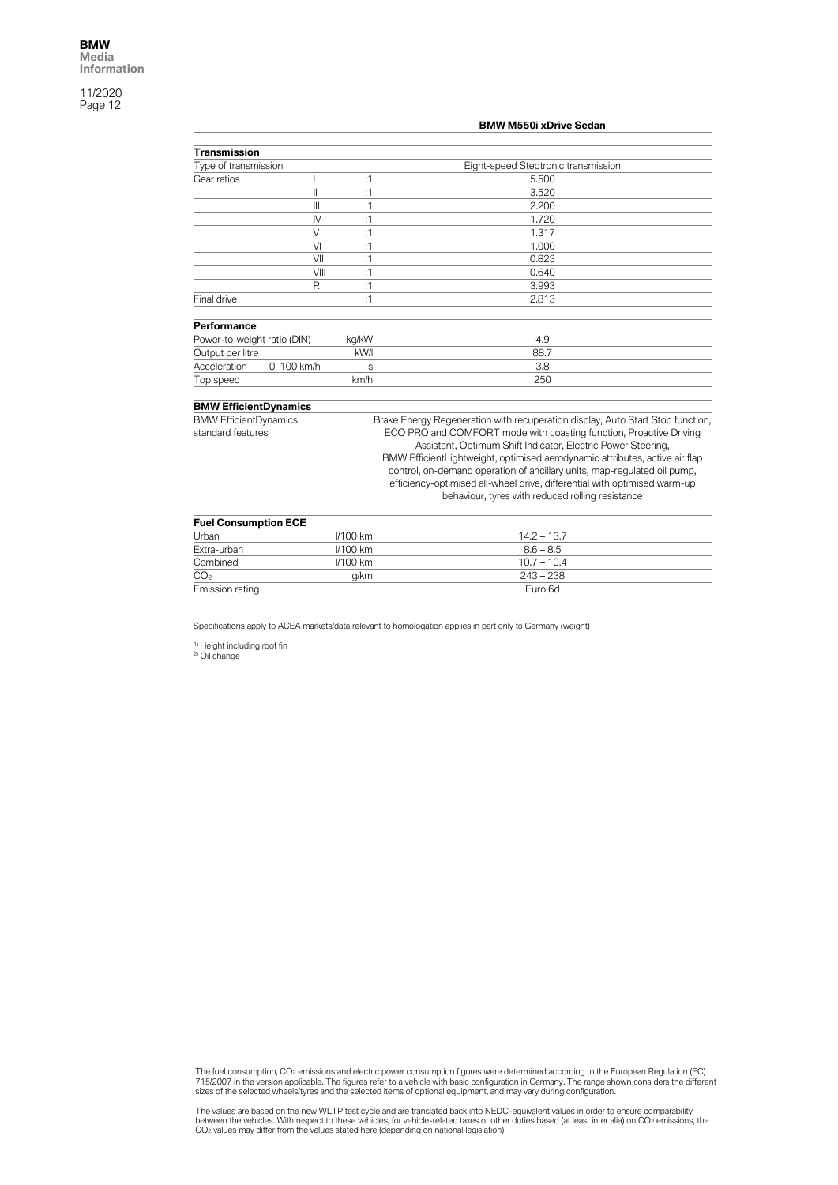| | | | BMW M550i xDrive Sedan |
|---|---|---|---|
| **Transmission** | | | |
| Type of transmission | | | Eight-speed Steptronic transmission |
| Gear ratios | I | :1 | 5.500 |
| | II | :1 | 3.520 |
| | III | :1 | 2.200 |
| | IV | :1 | 1.720 |
| | V | :1 | 1.317 |
| | VI | :1 | 1.000 |
| | VII | :1 | 0.823 |
| | VIII | :1 | 0.640 |
| | R | :1 | 3.993 |
| Final drive | | :1 | 2.813 |
| **Performance** | | | |
| Power-to-weight ratio (DIN) | | kg/kW | 4.9 |
| Output per litre | | kW/l | 88.7 |
| Acceleration | 0–100 km/h | s | 3.8 |
| Top speed | | km/h | 250 |
| **BMW EfficientDynamics** | | | |
| BMW EfficientDynamics standard features | | | Brake Energy Regeneration with recuperation display, Auto Start Stop function, ECO PRO and COMFORT mode with coasting function, Proactive Driving Assistant, Optimum Shift Indicator, Electric Power Steering, BMW EfficientLightweight, optimised aerodynamic attributes, active air flap control, on-demand operation of ancillary units, map-regulated oil pump, efficiency-optimised all-wheel drive, differential with optimised warm-up behaviour, tyres with reduced rolling resistance |
| **Fuel Consumption ECE** | | | |
| Urban | | l/100 km | 14.2 – 13.7 |
| Extra-urban | | l/100 km | 8.6 – 8.5 |
| Combined | | l/100 km | 10.7 – 10.4 |
| $CO_2$ | | g/km | 243 – 238 |
| Emission rating | | | Euro 6d |

Specifications apply to ACEA markets/data relevant to homologation applies in part only to Germany (weight)

[1] Height including roof fin
[2] Oil change

The fuel consumption, $CO_2$ emissions and electric power consumption figures were determined according to the European Regulation (EC) 715/2007 in the version applicable. The figures refer to a vehicle with basic configuration in Germany. The range shown considers the different sizes of the selected wheels/tyres and the selected items of optional equipment, and may vary during configuration.

The values are based on the new WLTP test cycle and are translated back into NEDC-equivalent values in order to ensure comparability between the vehicles. With respect to these vehicles, for vehicle-related taxes or other duties based (at least inter alia) on $CO_2$ emissions, the $CO_2$ values may differ from the values stated here (depending on national legislation).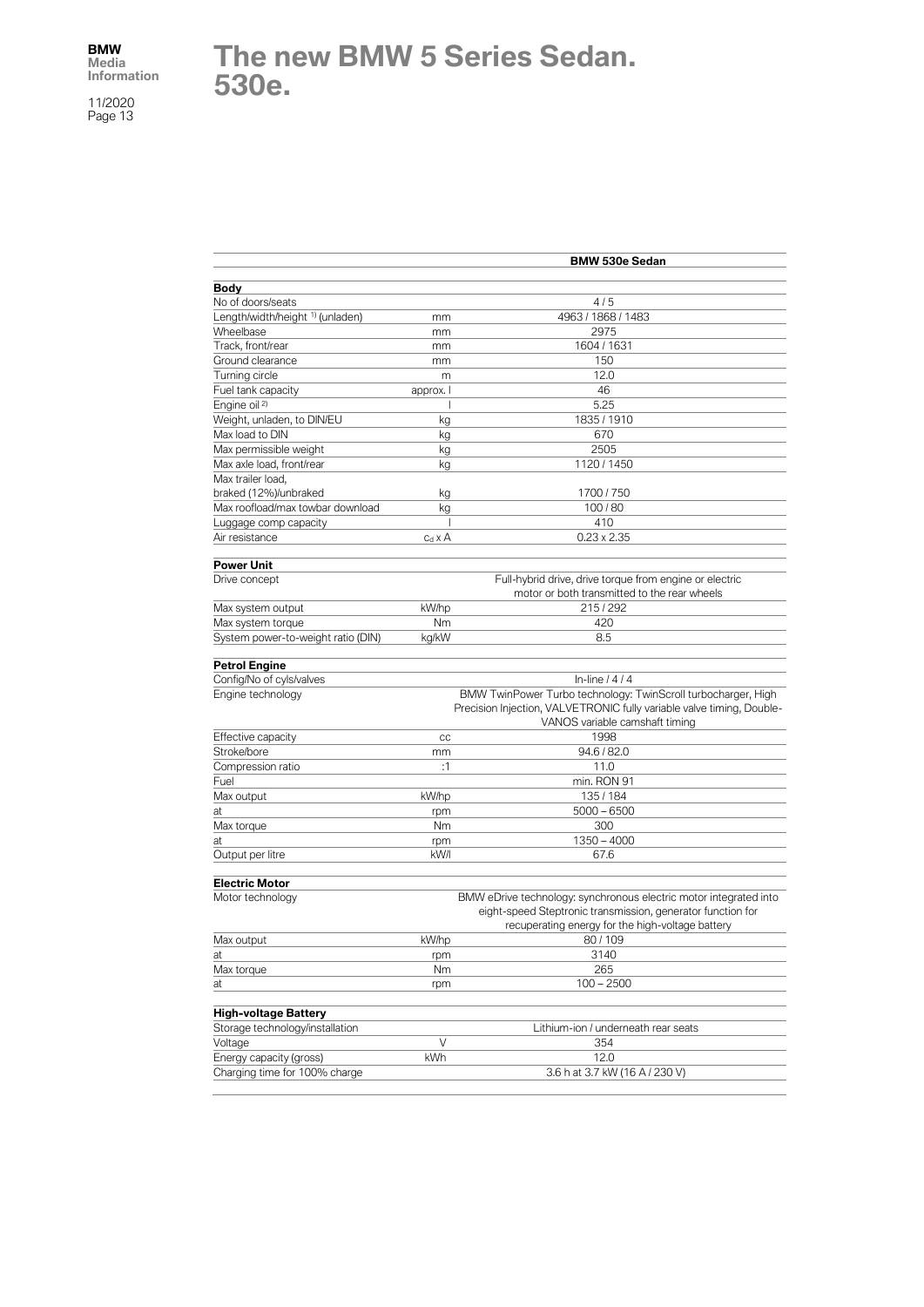# The new BMW 5 Series Sedan. 530e.

| | | BMW 530e Sedan |
|---|---|---|
| **Body** | | |
| No of doors/seats | | 4 / 5 |
| Length/width/height [1] (unladen) | mm | 4963 / 1868 / 1483 |
| Wheelbase | mm | 2975 |
| Track, front/rear | mm | 1604 / 1631 |
| Ground clearance | mm | 150 |
| Turning circle | m | 12.0 |
| Fuel tank capacity | approx. l | 46 |
| Engine oil [2] | l | 5.25 |
| Weight, unladen, to DIN/EU | kg | 1835 / 1910 |
| Max load to DIN | kg | 670 |
| Max permissible weight | kg | 2505 |
| Max axle load, front/rear | kg | 1120 / 1450 |
| Max trailer load, braked (12%)/unbraked | kg | 1700 / 750 |
| Max roofload/max towbar download | kg | 100 / 80 |
| Luggage comp capacity | l | 410 |
| Air resistance | $c_d$ x A | 0.23 x 2.35 |
| **Power Unit** | | |
| Drive concept | | Full-hybrid drive, drive torque from engine or electric motor or both transmitted to the rear wheels |
| Max system output | kW/hp | 215 / 292 |
| Max system torque | Nm | 420 |
| System power-to-weight ratio (DIN) | kg/kW | 8.5 |
| **Petrol Engine** | | |
| Config/No of cyls/valves | | In-line / 4 / 4 |
| Engine technology | | BMW TwinPower Turbo technology: TwinScroll turbocharger, High Precision Injection, VALVETRONIC fully variable valve timing, Double-VANOS variable camshaft timing |
| Effective capacity | cc | 1998 |
| Stroke/bore | mm | 94.6 / 82.0 |
| Compression ratio | :1 | 11.0 |
| Fuel | | min. RON 91 |
| Max output | kW/hp | 135 / 184 |
| at | rpm | 5000 – 6500 |
| Max torque | Nm | 300 |
| at | rpm | 1350 – 4000 |
| Output per litre | kW/l | 67.6 |
| **Electric Motor** | | |
| Motor technology | | BMW eDrive technology: synchronous electric motor integrated into eight-speed Steptronic transmission, generator function for recuperating energy for the high-voltage battery |
| Max output | kW/hp | 80 / 109 |
| at | rpm | 3140 |
| Max torque | Nm | 265 |
| at | rpm | 100 – 2500 |
| **High-voltage Battery** | | |
| Storage technology/installation | | Lithium-ion / underneath rear seats |
| Voltage | V | 354 |
| Energy capacity (gross) | kWh | 12.0 |
| Charging time for 100% charge | | 3.6 h at 3.7 kW (16 A / 230 V) |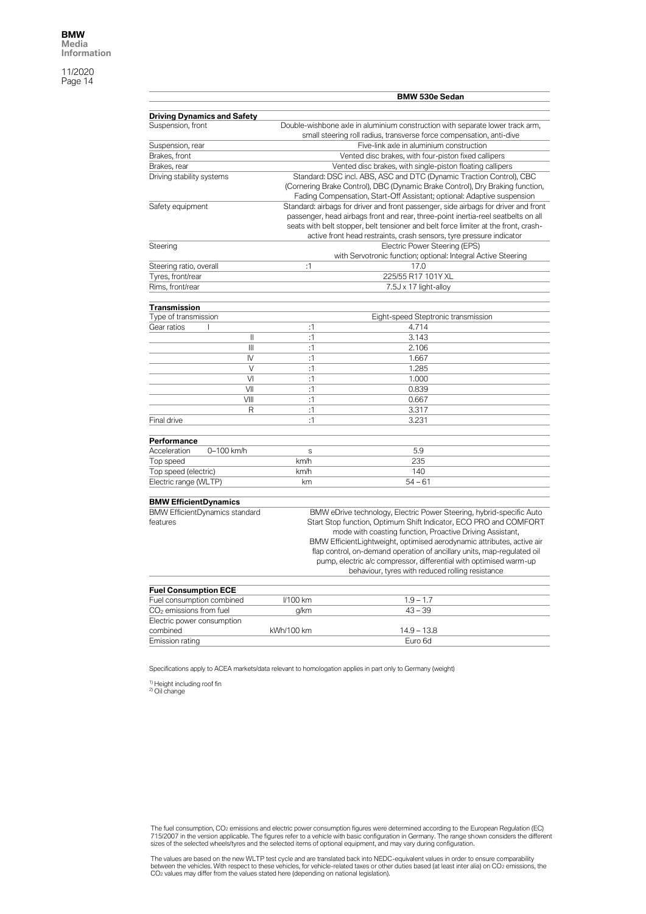| | | BMW 530e Sedan |
|---|---|---|
| **Driving Dynamics and Safety** | | |
| Suspension, front | | Double-wishbone axle in aluminium construction with separate lower track arm, small steering roll radius, transverse force compensation, anti-dive |
| Suspension, rear | | Five-link axle in aluminium construction |
| Brakes, front | | Vented disc brakes, with four-piston fixed callipers |
| Brakes, rear | | Vented disc brakes, with single-piston floating callipers |
| Driving stability systems | | Standard: DSC incl. ABS, ASC and DTC (Dynamic Traction Control), CBC (Cornering Brake Control), DBC (Dynamic Brake Control), Dry Braking function, Fading Compensation, Start-Off Assistant; optional: Adaptive suspension |
| Safety equipment | | Standard: airbags for driver and front passenger, side airbags for driver and front passenger, head airbags front and rear, three-point inertia-reel seatbelts on all seats with belt stopper, belt tensioner and belt force limiter at the front, crash-active front head restraints, crash sensors, tyre pressure indicator |
| Steering | | Electric Power Steering (EPS) with Servotronic function; optional: Integral Active Steering |
| Steering ratio, overall | :1 | 17.0 |
| Tyres, front/rear | | 225/55 R17 101Y XL |
| Rims, front/rear | | 7.5J x 17 light-alloy |
| **Transmission** | | |
| Type of transmission | | Eight-speed Steptronic transmission |
| Gear ratios I | :1 | 4.714 |
| II | :1 | 3.143 |
| III | :1 | 2.106 |
| IV | :1 | 1.667 |
| V | :1 | 1.285 |
| VI | :1 | 1.000 |
| VII | :1 | 0.839 |
| VIII | :1 | 0.667 |
| R | :1 | 3.317 |
| Final drive | :1 | 3.231 |
| **Performance** | | |
| Acceleration 0–100 km/h | s | 5.9 |
| Top speed | km/h | 235 |
| Top speed (electric) | km/h | 140 |
| Electric range (WLTP) | km | 54 – 61 |
| **BMW EfficientDynamics** | | |
| BMW EfficientDynamics standard features | | BMW eDrive technology, Electric Power Steering, hybrid-specific Auto Start Stop function, Optimum Shift Indicator, ECO PRO and COMFORT mode with coasting function, Proactive Driving Assistant, BMW EfficientLightweight, optimised aerodynamic attributes, active air flap control, on-demand operation of ancillary units, map-regulated oil pump, electric a/c compressor, differential with optimised warm-up behaviour, tyres with reduced rolling resistance |
| **Fuel Consumption ECE** | | |
| Fuel consumption combined | l/100 km | 1.9 – 1.7 |
| $CO_2$ emissions from fuel | g/km | 43 – 39 |
| Electric power consumption combined | kWh/100 km | 14.9 – 13.8 |
| Emission rating | | Euro 6d |

Specifications apply to ACEA markets/data relevant to homologation applies in part only to Germany (weight)

[1] Height including roof fin
[2] Oil change

The fuel consumption, $CO_2$ emissions and electric power consumption figures were determined according to the European Regulation (EC) 715/2007 in the version applicable. The figures refer to a vehicle with basic configuration in Germany. The range shown considers the different sizes of the selected wheels/tyres and the selected items of optional equipment, and may vary during configuration.

The values are based on the new WLTP test cycle and are translated back into NEDC-equivalent values in order to ensure comparability between the vehicles. With respect to these vehicles, for vehicle-related taxes or other duties based (at least inter alia) on $CO_2$ emissions, the $CO_2$ values may differ from the values stated here (depending on national legislation).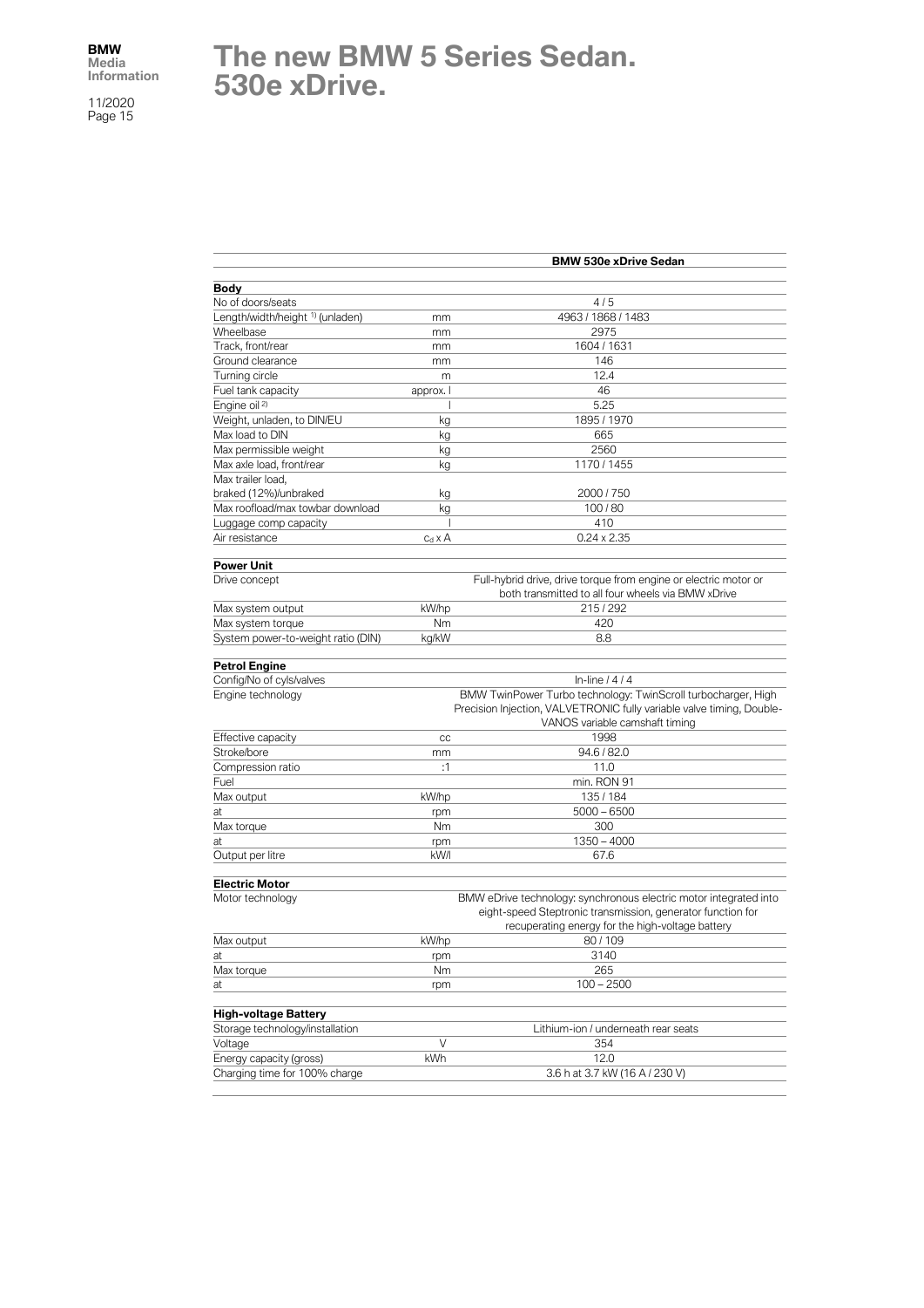# The new BMW 5 Series Sedan. 530e xDrive.

| | | BMW 530e xDrive Sedan |
|---|---|---|
| **Body** | | |
| No of doors/seats | | 4 / 5 |
| Length/width/height [1] (unladen) | mm | 4963 / 1868 / 1483 |
| Wheelbase | mm | 2975 |
| Track, front/rear | mm | 1604 / 1631 |
| Ground clearance | mm | 146 |
| Turning circle | m | 12.4 |
| Fuel tank capacity | approx. l | 46 |
| Engine oil [2] | l | 5.25 |
| Weight, unladen, to DIN/EU | kg | 1895 / 1970 |
| Max load to DIN | kg | 665 |
| Max permissible weight | kg | 2560 |
| Max axle load, front/rear | kg | 1170 / 1455 |
| Max trailer load, braked (12%)/unbraked | kg | 2000 / 750 |
| Max roofload/max towbar download | kg | 100 / 80 |
| Luggage comp capacity | l | 410 |
| Air resistance | $c_d$ x A | 0.24 x 2.35 |
| **Power Unit** | | |
| Drive concept | | Full-hybrid drive, drive torque from engine or electric motor or both transmitted to all four wheels via BMW xDrive |
| Max system output | kW/hp | 215 / 292 |
| Max system torque | Nm | 420 |
| System power-to-weight ratio (DIN) | kg/kW | 8.8 |
| **Petrol Engine** | | |
| Config/No of cyls/valves | | In-line / 4 / 4 |
| Engine technology | | BMW TwinPower Turbo technology: TwinScroll turbocharger, High Precision Injection, VALVETRONIC fully variable valve timing, Double-VANOS variable camshaft timing |
| Effective capacity | cc | 1998 |
| Stroke/bore | mm | 94.6 / 82.0 |
| Compression ratio | :1 | 11.0 |
| Fuel | | min. RON 91 |
| Max output | kW/hp | 135 / 184 |
| at | rpm | 5000 – 6500 |
| Max torque | Nm | 300 |
| at | rpm | 1350 – 4000 |
| Output per litre | kW/l | 67.6 |
| **Electric Motor** | | |
| Motor technology | | BMW eDrive technology: synchronous electric motor integrated into eight-speed Steptronic transmission, generator function for recuperating energy for the high-voltage battery |
| Max output | kW/hp | 80 / 109 |
| at | rpm | 3140 |
| Max torque | Nm | 265 |
| at | rpm | 100 – 2500 |
| **High-voltage Battery** | | |
| Storage technology/installation | | Lithium-ion / underneath rear seats |
| Voltage | V | 354 |
| Energy capacity (gross) | kWh | 12.0 |
| Charging time for 100% charge | | 3.6 h at 3.7 kW (16 A / 230 V) |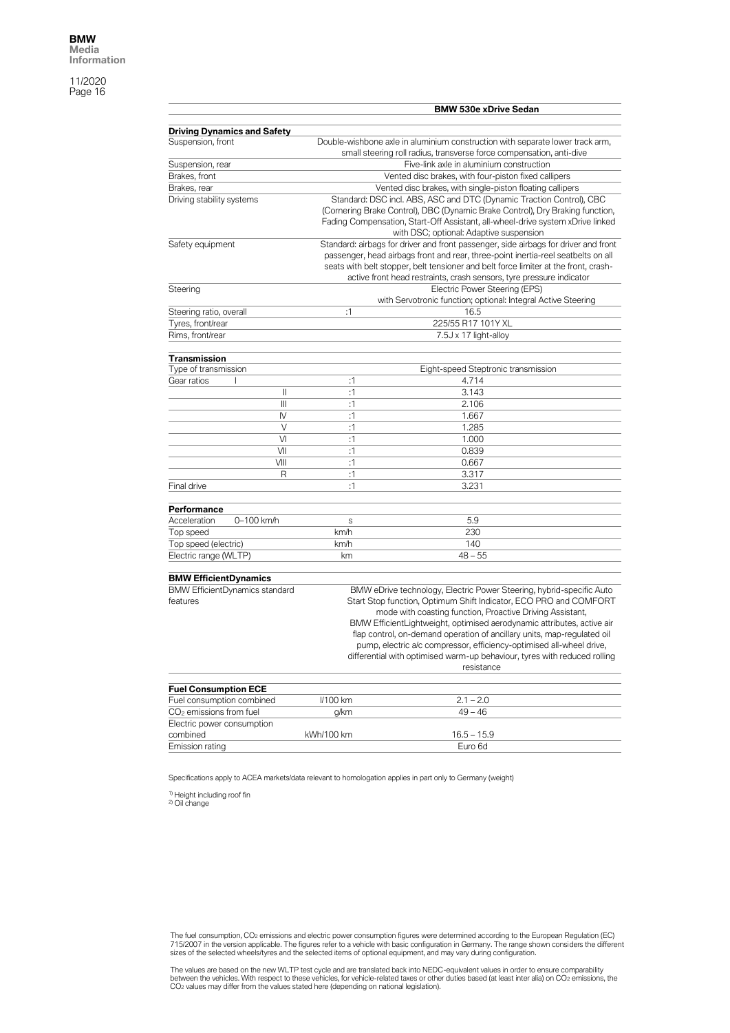| | | BMW 530e xDrive Sedan |
|---|---|---|
| **Driving Dynamics and Safety** | | |
| Suspension, front | | Double-wishbone axle in aluminium construction with separate lower track arm, small steering roll radius, transverse force compensation, anti-dive |
| Suspension, rear | | Five-link axle in aluminium construction |
| Brakes, front | | Vented disc brakes, with four-piston fixed callipers |
| Brakes, rear | | Vented disc brakes, with single-piston floating callipers |
| Driving stability systems | | Standard: DSC incl. ABS, ASC and DTC (Dynamic Traction Control), CBC (Cornering Brake Control), DBC (Dynamic Brake Control), Dry Braking function, Fading Compensation, Start-Off Assistant, all-wheel-drive system xDrive linked with DSC; optional: Adaptive suspension |
| Safety equipment | | Standard: airbags for driver and front passenger, side airbags for driver and front passenger, head airbags front and rear, three-point inertia-reel seatbelts on all seats with belt stopper, belt tensioner and belt force limiter at the front, crash-active front head restraints, crash sensors, tyre pressure indicator |
| Steering | | Electric Power Steering (EPS) with Servotronic function; optional: Integral Active Steering |
| Steering ratio, overall | :1 | 16.5 |
| Tyres, front/rear | | 225/55 R17 101Y XL |
| Rims, front/rear | | 7.5J x 17 light-alloy |
| **Transmission** | | |
| Type of transmission | | Eight-speed Steptronic transmission |
| Gear ratios I | :1 | 4.714 |
| II | :1 | 3.143 |
| III | :1 | 2.106 |
| IV | :1 | 1.667 |
| V | :1 | 1.285 |
| VI | :1 | 1.000 |
| VII | :1 | 0.839 |
| VIII | :1 | 0.667 |
| R | :1 | 3.317 |
| Final drive | :1 | 3.231 |
| **Performance** | | |
| Acceleration 0–100 km/h | s | 5.9 |
| Top speed | km/h | 230 |
| Top speed (electric) | km/h | 140 |
| Electric range (WLTP) | km | 48 – 55 |
| **BMW EfficientDynamics** | | |
| BMW EfficientDynamics standard features | | BMW eDrive technology, Electric Power Steering, hybrid-specific Auto Start Stop function, Optimum Shift Indicator, ECO PRO and COMFORT mode with coasting function, Proactive Driving Assistant, BMW EfficientLightweight, optimised aerodynamic attributes, active air flap control, on-demand operation of ancillary units, map-regulated oil pump, electric a/c compressor, efficiency-optimised all-wheel drive, differential with optimised warm-up behaviour, tyres with reduced rolling resistance |
| **Fuel Consumption ECE** | | |
| Fuel consumption combined | l/100 km | 2.1 – 2.0 |
| $CO_2$ emissions from fuel | g/km | 49 – 46 |
| Electric power consumption combined | kWh/100 km | 16.5 – 15.9 |
| Emission rating | | Euro 6d |

Specifications apply to ACEA markets/data relevant to homologation applies in part only to Germany (weight)

[1] Height including roof fin
[2] Oil change

The fuel consumption, $CO_2$ emissions and electric power consumption figures were determined according to the European Regulation (EC) 715/2007 in the version applicable. The figures refer to a vehicle with basic configuration in Germany. The range shown considers the different sizes of the selected wheels/tyres and the selected items of optional equipment, and may vary during configuration.

The values are based on the new WLTP test cycle and are translated back into NEDC-equivalent values in order to ensure comparability between the vehicles. With respect to these vehicles, for vehicle-related taxes or other duties based (at least inter alia) on $CO_2$ emissions, the $CO_2$ values may differ from the values stated here (depending on national legislation).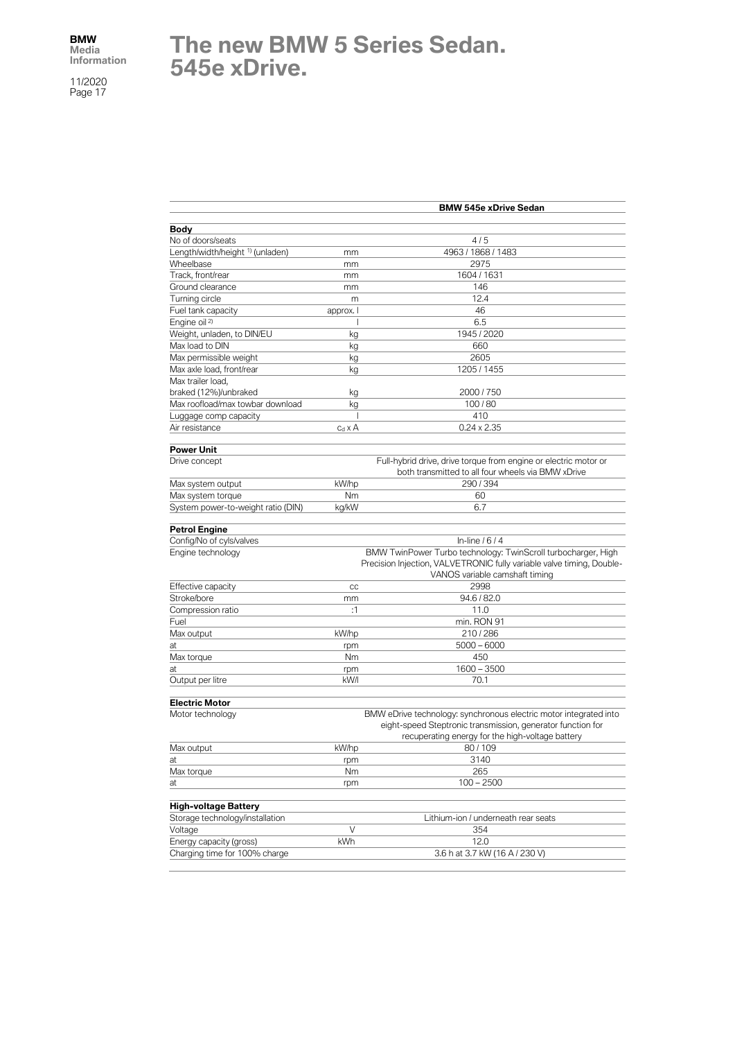# The new BMW 5 Series Sedan. 545e xDrive.

| | | BMW 545e xDrive Sedan |
|---|---|---|
| **Body** | | |
| No of doors/seats | | 4 / 5 |
| Length/width/height [1] (unladen) | mm | 4963 / 1868 / 1483 |
| Wheelbase | mm | 2975 |
| Track, front/rear | mm | 1604 / 1631 |
| Ground clearance | mm | 146 |
| Turning circle | m | 12.4 |
| Fuel tank capacity | approx. l | 46 |
| Engine oil [2] | l | 6.5 |
| Weight, unladen, to DIN/EU | kg | 1945 / 2020 |
| Max load to DIN | kg | 660 |
| Max permissible weight | kg | 2605 |
| Max axle load, front/rear | kg | 1205 / 1455 |
| Max trailer load, braked (12%)/unbraked | kg | 2000 / 750 |
| Max roofload/max towbar download | kg | 100 / 80 |
| Luggage comp capacity | l | 410 |
| Air resistance | $c_d$ x A | 0.24 x 2.35 |
| **Power Unit** | | |
| Drive concept | | Full-hybrid drive, drive torque from engine or electric motor or both transmitted to all four wheels via BMW xDrive |
| Max system output | kW/hp | 290 / 394 |
| Max system torque | Nm | 60 |
| System power-to-weight ratio (DIN) | kg/kW | 6.7 |
| **Petrol Engine** | | |
| Config/No of cyls/valves | | In-line / 6 / 4 |
| Engine technology | | BMW TwinPower Turbo technology: TwinScroll turbocharger, High Precision Injection, VALVETRONIC fully variable valve timing, Double-VANOS variable camshaft timing |
| Effective capacity | cc | 2998 |
| Stroke/bore | mm | 94.6 / 82.0 |
| Compression ratio | :1 | 11.0 |
| Fuel | | min. RON 91 |
| Max output | kW/hp | 210 / 286 |
| at | rpm | 5000 – 6000 |
| Max torque | Nm | 450 |
| at | rpm | 1600 – 3500 |
| Output per litre | kW/l | 70.1 |
| **Electric Motor** | | |
| Motor technology | | BMW eDrive technology: synchronous electric motor integrated into eight-speed Steptronic transmission, generator function for recuperating energy for the high-voltage battery |
| Max output | kW/hp | 80 / 109 |
| at | rpm | 3140 |
| Max torque | Nm | 265 |
| at | rpm | 100 – 2500 |
| **High-voltage Battery** | | |
| Storage technology/installation | | Lithium-ion / underneath rear seats |
| Voltage | V | 354 |
| Energy capacity (gross) | kWh | 12.0 |
| Charging time for 100% charge | | 3.6 h at 3.7 kW (16 A / 230 V) |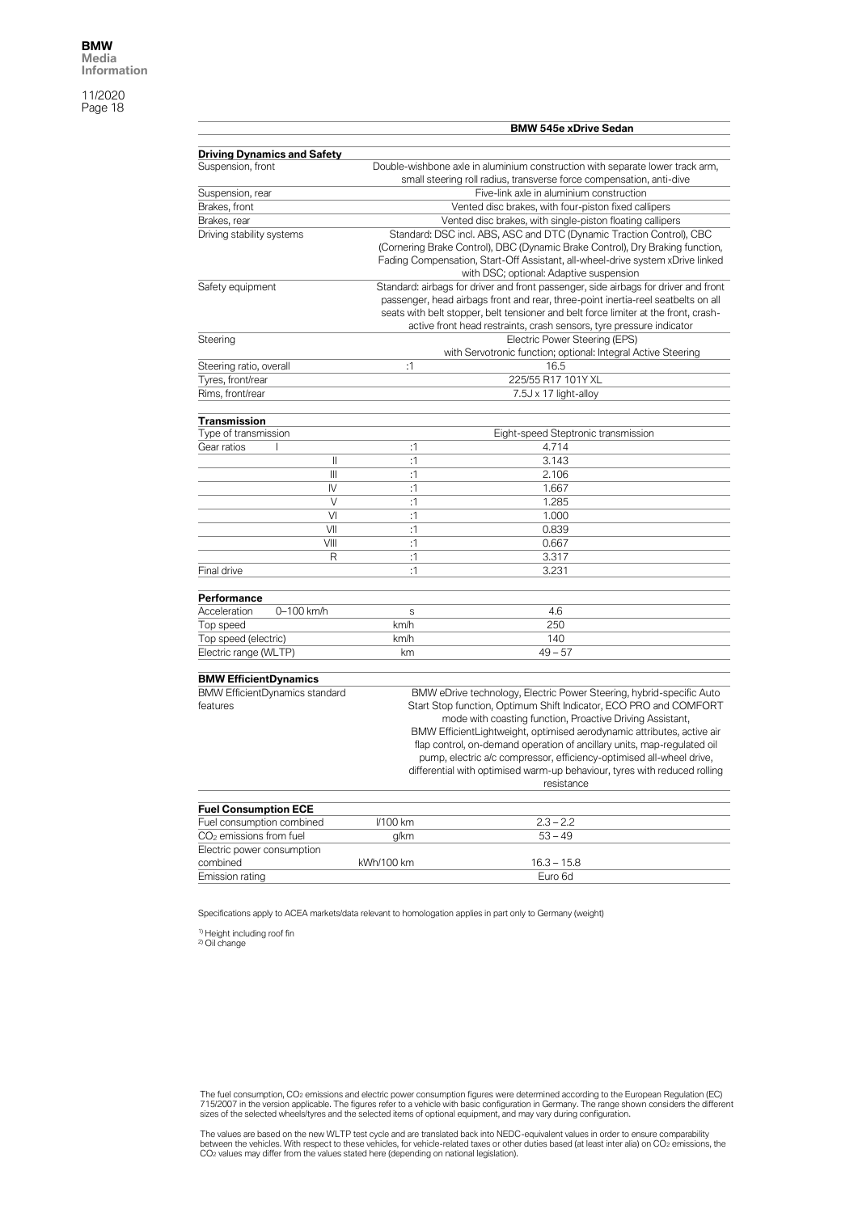| | | BMW 545e xDrive Sedan |
|---|---|---|
| **Driving Dynamics and Safety** | | |
| Suspension, front | | Double-wishbone axle in aluminium construction with separate lower track arm, small steering roll radius, transverse force compensation, anti-dive |
| Suspension, rear | | Five-link axle in aluminium construction |
| Brakes, front | | Vented disc brakes, with four-piston fixed callipers |
| Brakes, rear | | Vented disc brakes, with single-piston floating callipers |
| Driving stability systems | | Standard: DSC incl. ABS, ASC and DTC (Dynamic Traction Control), CBC (Cornering Brake Control), DBC (Dynamic Brake Control), Dry Braking function, Fading Compensation, Start-Off Assistant, all-wheel-drive system xDrive linked with DSC; optional: Adaptive suspension |
| Safety equipment | | Standard: airbags for driver and front passenger, side airbags for driver and front passenger, head airbags front and rear, three-point inertia-reel seatbelts on all seats with belt stopper, belt tensioner and belt force limiter at the front, crash-active front head restraints, crash sensors, tyre pressure indicator |
| Steering | | Electric Power Steering (EPS) with Servotronic function; optional: Integral Active Steering |
| Steering ratio, overall | :1 | 16.5 |
| Tyres, front/rear | | 225/55 R17 101Y XL |
| Rims, front/rear | | 7.5J x 17 light-alloy |
| **Transmission** | | |
| Type of transmission | | Eight-speed Steptronic transmission |
| Gear ratios I | :1 | 4.714 |
| II | :1 | 3.143 |
| III | :1 | 2.106 |
| IV | :1 | 1.667 |
| V | :1 | 1.285 |
| VI | :1 | 1.000 |
| VII | :1 | 0.839 |
| VIII | :1 | 0.667 |
| R | :1 | 3.317 |
| Final drive | :1 | 3.231 |
| **Performance** | | |
| Acceleration 0–100 km/h | s | 4.6 |
| Top speed | km/h | 250 |
| Top speed (electric) | km/h | 140 |
| Electric range (WLTP) | km | 49 – 57 |
| **BMW EfficientDynamics** | | |
| BMW EfficientDynamics standard features | | BMW eDrive technology, Electric Power Steering, hybrid-specific Auto Start Stop function, Optimum Shift Indicator, ECO PRO and COMFORT mode with coasting function, Proactive Driving Assistant, BMW EfficientLightweight, optimised aerodynamic attributes, active air flap control, on-demand operation of ancillary units, map-regulated oil pump, electric a/c compressor, efficiency-optimised all-wheel drive, differential with optimised warm-up behaviour, tyres with reduced rolling resistance |
| **Fuel Consumption ECE** | | |
| Fuel consumption combined | l/100 km | 2.3 – 2.2 |
| $CO_2$ emissions from fuel | g/km | 53 – 49 |
| Electric power consumption combined | kWh/100 km | 16.3 – 15.8 |
| Emission rating | | Euro 6d |

Specifications apply to ACEA markets/data relevant to homologation applies in part only to Germany (weight)

[1] Height including roof fin
[2] Oil change

The fuel consumption, $CO_2$ emissions and electric power consumption figures were determined according to the European Regulation (EC) 715/2007 in the version applicable. The figures refer to a vehicle with basic configuration in Germany. The range shown considers the different sizes of the selected wheels/tyres and the selected items of optional equipment, and may vary during configuration.

The values are based on the new WLTP test cycle and are translated back into NEDC-equivalent values in order to ensure comparability between the vehicles. With respect to these vehicles, for vehicle-related taxes or other duties based (at least inter alia) on $CO_2$ emissions, the $CO_2$ values may differ from the values stated here (depending on national legislation).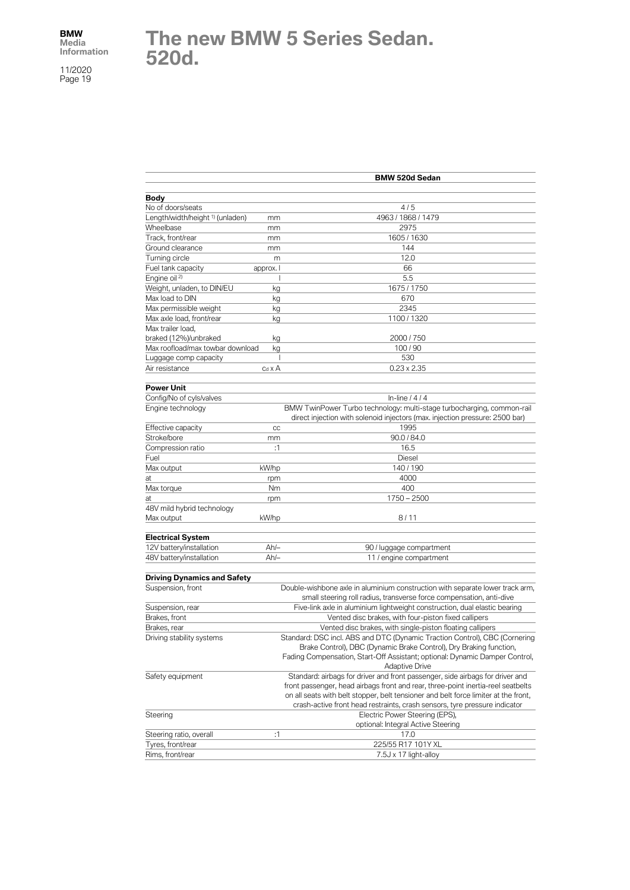# The new BMW 5 Series Sedan. 520d.

| | | BMW 520d Sedan |
|---|---|---|
| **Body** | | |
| No of doors/seats | | 4 / 5 |
| Length/width/height [1] (unladen) | mm | 4963 / 1868 / 1479 |
| Wheelbase | mm | 2975 |
| Track, front/rear | mm | 1605 / 1630 |
| Ground clearance | mm | 144 |
| Turning circle | m | 12.0 |
| Fuel tank capacity | approx. l | 66 |
| Engine oil [2] | l | 5.5 |
| Weight, unladen, to DIN/EU | kg | 1675 / 1750 |
| Max load to DIN | kg | 670 |
| Max permissible weight | kg | 2345 |
| Max axle load, front/rear | kg | 1100 / 1320 |
| Max trailer load, braked (12%)/unbraked | kg | 2000 / 750 |
| Max roofload/max towbar download | kg | 100 / 90 |
| Luggage comp capacity | l | 530 |
| Air resistance | $c_d$ x A | 0.23 x 2.35 |
| **Power Unit** | | |
| Config/No of cyls/valves | | In-line / 4 / 4 |
| Engine technology | | BMW TwinPower Turbo technology: multi-stage turbocharging, common-rail direct injection with solenoid injectors (max. injection pressure: 2500 bar) |
| Effective capacity | cc | 1995 |
| Stroke/bore | mm | 90.0 / 84.0 |
| Compression ratio | :1 | 16.5 |
| Fuel | | Diesel |
| Max output | kW/hp | 140 / 190 |
| at | rpm | 4000 |
| Max torque | Nm | 400 |
| at | rpm | 1750 – 2500 |
| 48V mild hybrid technology Max output | kW/hp | 8 / 11 |
| **Electrical System** | | |
| 12V battery/installation | Ah/– | 90 / luggage compartment |
| 48V battery/installation | Ah/– | 11 / engine compartment |
| **Driving Dynamics and Safety** | | |
| Suspension, front | | Double-wishbone axle in aluminium construction with separate lower track arm, small steering roll radius, transverse force compensation, anti-dive |
| Suspension, rear | | Five-link axle in aluminium lightweight construction, dual elastic bearing |
| Brakes, front | | Vented disc brakes, with four-piston fixed callipers |
| Brakes, rear | | Vented disc brakes, with single-piston floating callipers |
| Driving stability systems | | Standard: DSC incl. ABS and DTC (Dynamic Traction Control), CBC (Cornering Brake Control), DBC (Dynamic Brake Control), Dry Braking function, Fading Compensation, Start-Off Assistant; optional: Dynamic Damper Control, Adaptive Drive |
| Safety equipment | | Standard: airbags for driver and front passenger, side airbags for driver and front passenger, head airbags front and rear, three-point inertia-reel seatbelts on all seats with belt stopper, belt tensioner and belt force limiter at the front, crash-active front head restraints, crash sensors, tyre pressure indicator |
| Steering | | Electric Power Steering (EPS), optional: Integral Active Steering |
| Steering ratio, overall | :1 | 17.0 |
| Tyres, front/rear | | 225/55 R17 101Y XL |
| Rims, front/rear | | 7.5J x 17 light-alloy |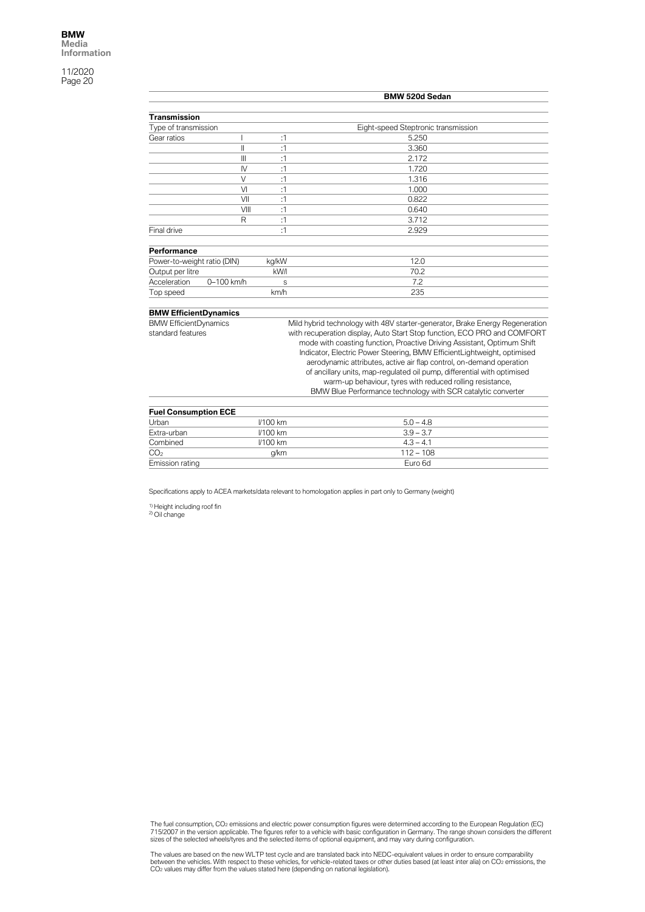| | | | BMW 520d Sedan |
|---|---|---|---|
| **Transmission** | | | |
| Type of transmission | | | Eight-speed Steptronic transmission |
| Gear ratios | I | :1 | 5.250 |
| | II | :1 | 3.360 |
| | III | :1 | 2.172 |
| | IV | :1 | 1.720 |
| | V | :1 | 1.316 |
| | VI | :1 | 1.000 |
| | VII | :1 | 0.822 |
| | VIII | :1 | 0.640 |
| | R | :1 | 3.712 |
| Final drive | | :1 | 2.929 |
| **Performance** | | | |
| Power-to-weight ratio (DIN) | | kg/kW | 12.0 |
| Output per litre | | kW/l | 70.2 |
| Acceleration | 0–100 km/h | s | 7.2 |
| Top speed | | km/h | 235 |
| **BMW EfficientDynamics** | | | |
| BMW EfficientDynamics standard features | | | Mild hybrid technology with 48V starter-generator, Brake Energy Regeneration with recuperation display, Auto Start Stop function, ECO PRO and COMFORT mode with coasting function, Proactive Driving Assistant, Optimum Shift Indicator, Electric Power Steering, BMW EfficientLightweight, optimised aerodynamic attributes, active air flap control, on-demand operation of ancillary units, map-regulated oil pump, differential with optimised warm-up behaviour, tyres with reduced rolling resistance, BMW Blue Performance technology with SCR catalytic converter |
| **Fuel Consumption ECE** | | | |
| Urban | | l/100 km | 5.0 – 4.8 |
| Extra-urban | | l/100 km | 3.9 – 3.7 |
| Combined | | l/100 km | 4.3 – 4.1 |
| $CO_2$ | | g/km | 112 – 108 |
| Emission rating | | | Euro 6d |

Specifications apply to ACEA markets/data relevant to homologation applies in part only to Germany (weight)

[1] Height including roof fin
[2] Oil change

The fuel consumption, $CO_2$ emissions and electric power consumption figures were determined according to the European Regulation (EC) 715/2007 in the version applicable. The figures refer to a vehicle with basic configuration in Germany. The range shown considers the different sizes of the selected wheels/tyres and the selected items of optional equipment, and may vary during configuration.

The values are based on the new WLTP test cycle and are translated back into NEDC-equivalent values in order to ensure comparability between the vehicles. With respect to these vehicles, for vehicle-related taxes or other duties based (at least inter alia) on $CO_2$ emissions, the $CO_2$ values may differ from the values stated here (depending on national legislation).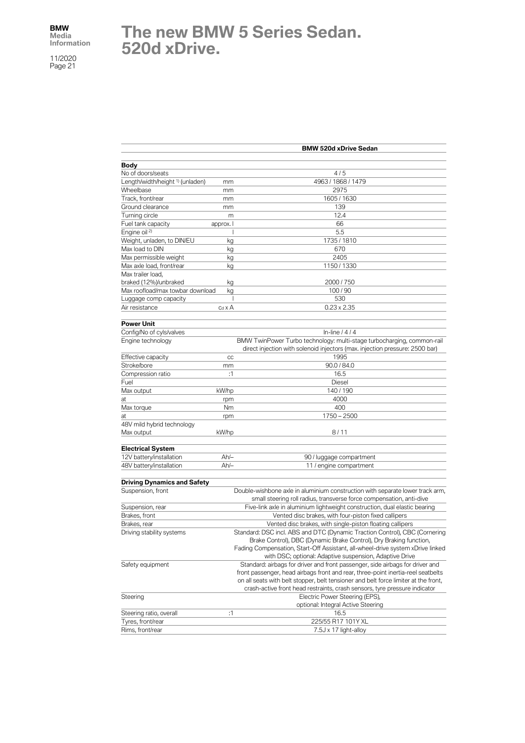# The new BMW 5 Series Sedan. 520d xDrive.

| | | BMW 520d xDrive Sedan |
|---|---|---|
| **Body** | | |
| No of doors/seats | | 4 / 5 |
| Length/width/height [1] (unladen) | mm | 4963 / 1868 / 1479 |
| Wheelbase | mm | 2975 |
| Track, front/rear | mm | 1605 / 1630 |
| Ground clearance | mm | 139 |
| Turning circle | m | 12.4 |
| Fuel tank capacity | approx. l | 66 |
| Engine oil [2] | l | 5.5 |
| Weight, unladen, to DIN/EU | kg | 1735 / 1810 |
| Max load to DIN | kg | 670 |
| Max permissible weight | kg | 2405 |
| Max axle load, front/rear | kg | 1150 / 1330 |
| Max trailer load, braked (12%)/unbraked | kg | 2000 / 750 |
| Max roofload/max towbar download | kg | 100 / 90 |
| Luggage comp capacity | l | 530 |
| Air resistance | $c_d$ x A | 0.23 x 2.35 |
| **Power Unit** | | |
| Config/No of cyls/valves | | In-line / 4 / 4 |
| Engine technology | | BMW TwinPower Turbo technology: multi-stage turbocharging, common-rail direct injection with solenoid injectors (max. injection pressure: 2500 bar) |
| Effective capacity | cc | 1995 |
| Stroke/bore | mm | 90.0 / 84.0 |
| Compression ratio | :1 | 16.5 |
| Fuel | | Diesel |
| Max output | kW/hp | 140 / 190 |
| at | rpm | 4000 |
| Max torque | Nm | 400 |
| at | rpm | 1750 – 2500 |
| 48V mild hybrid technology Max output | kW/hp | 8 / 11 |
| **Electrical System** | | |
| 12V battery/installation | Ah/– | 90 / luggage compartment |
| 48V battery/installation | Ah/– | 11 / engine compartment |
| **Driving Dynamics and Safety** | | |
| Suspension, front | | Double-wishbone axle in aluminium construction with separate lower track arm, small steering roll radius, transverse force compensation, anti-dive |
| Suspension, rear | | Five-link axle in aluminium lightweight construction, dual elastic bearing |
| Brakes, front | | Vented disc brakes, with four-piston fixed callipers |
| Brakes, rear | | Vented disc brakes, with single-piston floating callipers |
| Driving stability systems | | Standard: DSC incl. ABS and DTC (Dynamic Traction Control), CBC (Cornering Brake Control), DBC (Dynamic Brake Control), Dry Braking function, Fading Compensation, Start-Off Assistant, all-wheel-drive system xDrive linked with DSC; optional: Adaptive suspension, Adaptive Drive |
| Safety equipment | | Standard: airbags for driver and front passenger, side airbags for driver and front passenger, head airbags front and rear, three-point inertia-reel seatbelts on all seats with belt stopper, belt tensioner and belt force limiter at the front, crash-active front head restraints, crash sensors, tyre pressure indicator |
| Steering | | Electric Power Steering (EPS), optional: Integral Active Steering |
| Steering ratio, overall | :1 | 16.5 |
| Tyres, front/rear | | 225/55 R17 101Y XL |
| Rims, front/rear | | 7.5J x 17 light-alloy |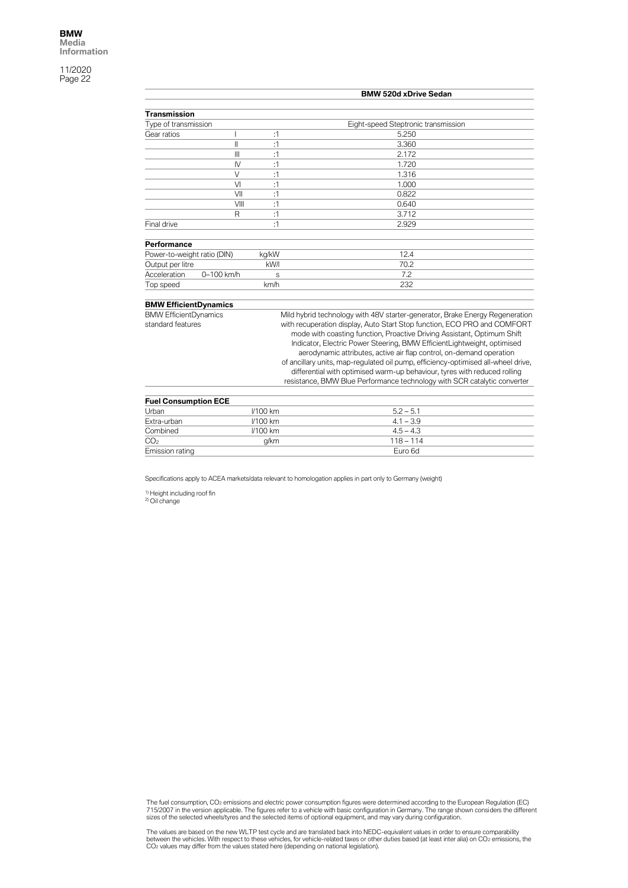| | | | BMW 520d xDrive Sedan |
|---|---|---|---|
| **Transmission** | | | |
| Type of transmission | | | Eight-speed Steptronic transmission |
| Gear ratios | I | :1 | 5.250 |
| | II | :1 | 3.360 |
| | III | :1 | 2.172 |
| | IV | :1 | 1.720 |
| | V | :1 | 1.316 |
| | VI | :1 | 1.000 |
| | VII | :1 | 0.822 |
| | VIII | :1 | 0.640 |
| | R | :1 | 3.712 |
| Final drive | | :1 | 2.929 |
| **Performance** | | | |
| Power-to-weight ratio (DIN) | | kg/kW | 12.4 |
| Output per litre | | kW/l | 70.2 |
| Acceleration | 0–100 km/h | s | 7.2 |
| Top speed | | km/h | 232 |
| **BMW EfficientDynamics** | | | |
| BMW EfficientDynamics standard features | | | Mild hybrid technology with 48V starter-generator, Brake Energy Regeneration with recuperation display, Auto Start Stop function, ECO PRO and COMFORT mode with coasting function, Proactive Driving Assistant, Optimum Shift Indicator, Electric Power Steering, BMW EfficientLightweight, optimised aerodynamic attributes, active air flap control, on-demand operation of ancillary units, map-regulated oil pump, efficiency-optimised all-wheel drive, differential with optimised warm-up behaviour, tyres with reduced rolling resistance, BMW Blue Performance technology with SCR catalytic converter |
| **Fuel Consumption ECE** | | | |
| Urban | | l/100 km | 5.2 – 5.1 |
| Extra-urban | | l/100 km | 4.1 – 3.9 |
| Combined | | l/100 km | 4.5 – 4.3 |
| $CO_2$ | | g/km | 118 – 114 |
| Emission rating | | | Euro 6d |

Specifications apply to ACEA markets/data relevant to homologation applies in part only to Germany (weight)

[1] Height including roof fin
[2] Oil change

The fuel consumption, $CO_2$ emissions and electric power consumption figures were determined according to the European Regulation (EC) 715/2007 in the version applicable. The figures refer to a vehicle with basic configuration in Germany. The range shown considers the different sizes of the selected wheels/tyres and the selected items of optional equipment, and may vary during configuration.

The values are based on the new WLTP test cycle and are translated back into NEDC-equivalent values in order to ensure comparability between the vehicles. With respect to these vehicles, for vehicle-related taxes or other duties based (at least inter alia) on $CO_2$ emissions, the $CO_2$ values may differ from the values stated here (depending on national legislation).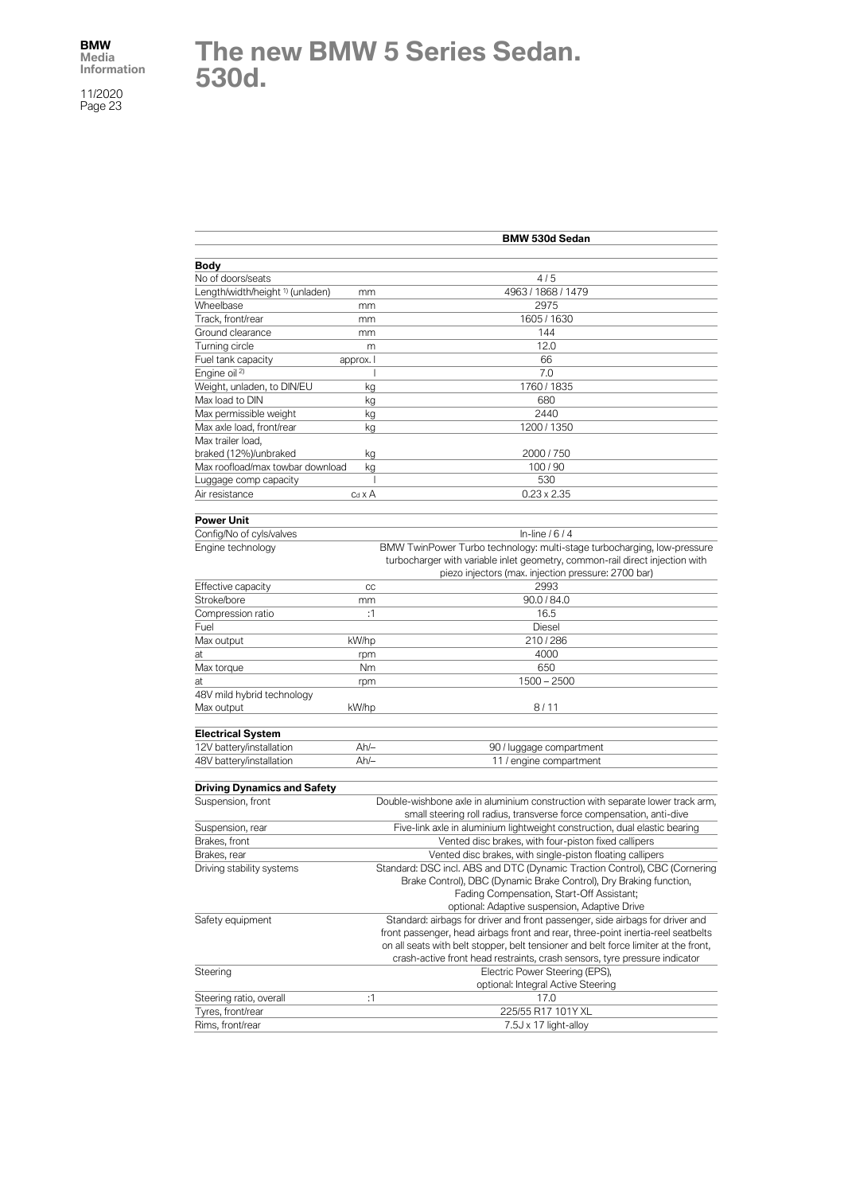# The new BMW 5 Series Sedan. 530d.

| | | BMW 530d Sedan |
|---|---|---|
| **Body** | | |
| No of doors/seats | | 4 / 5 |
| Length/width/height [1] (unladen) | mm | 4963 / 1868 / 1479 |
| Wheelbase | mm | 2975 |
| Track, front/rear | mm | 1605 / 1630 |
| Ground clearance | mm | 144 |
| Turning circle | m | 12.0 |
| Fuel tank capacity | approx. l | 66 |
| Engine oil [2] | l | 7.0 |
| Weight, unladen, to DIN/EU | kg | 1760 / 1835 |
| Max load to DIN | kg | 680 |
| Max permissible weight | kg | 2440 |
| Max axle load, front/rear | kg | 1200 / 1350 |
| Max trailer load, braked (12%)/unbraked | kg | 2000 / 750 |
| Max roofload/max towbar download | kg | 100 / 90 |
| Luggage comp capacity | l | 530 |
| Air resistance | $c_d$ x A | 0.23 x 2.35 |
| **Power Unit** | | |
| Config/No of cyls/valves | | In-line / 6 / 4 |
| Engine technology | | BMW TwinPower Turbo technology: multi-stage turbocharging, low-pressure turbocharger with variable inlet geometry, common-rail direct injection with piezo injectors (max. injection pressure: 2700 bar) |
| Effective capacity | cc | 2993 |
| Stroke/bore | mm | 90.0 / 84.0 |
| Compression ratio | :1 | 16.5 |
| Fuel | | Diesel |
| Max output | kW/hp | 210 / 286 |
| at | rpm | 4000 |
| Max torque | Nm | 650 |
| at | rpm | 1500 – 2500 |
| 48V mild hybrid technology Max output | kW/hp | 8 / 11 |
| **Electrical System** | | |
| 12V battery/installation | Ah/– | 90 / luggage compartment |
| 48V battery/installation | Ah/– | 11 / engine compartment |
| **Driving Dynamics and Safety** | | |
| Suspension, front | | Double-wishbone axle in aluminium construction with separate lower track arm, small steering roll radius, transverse force compensation, anti-dive |
| Suspension, rear | | Five-link axle in aluminium lightweight construction, dual elastic bearing |
| Brakes, front | | Vented disc brakes, with four-piston fixed callipers |
| Brakes, rear | | Vented disc brakes, with single-piston floating callipers |
| Driving stability systems | | Standard: DSC incl. ABS and DTC (Dynamic Traction Control), CBC (Cornering Brake Control), DBC (Dynamic Brake Control), Dry Braking function, Fading Compensation, Start-Off Assistant; optional: Adaptive suspension, Adaptive Drive |
| Safety equipment | | Standard: airbags for driver and front passenger, side airbags for driver and front passenger, head airbags front and rear, three-point inertia-reel seatbelts on all seats with belt stopper, belt tensioner and belt force limiter at the front, crash-active front head restraints, crash sensors, tyre pressure indicator |
| Steering | | Electric Power Steering (EPS), optional: Integral Active Steering |
| Steering ratio, overall | :1 | 17.0 |
| Tyres, front/rear | | 225/55 R17 101Y XL |
| Rims, front/rear | | 7.5J x 17 light-alloy |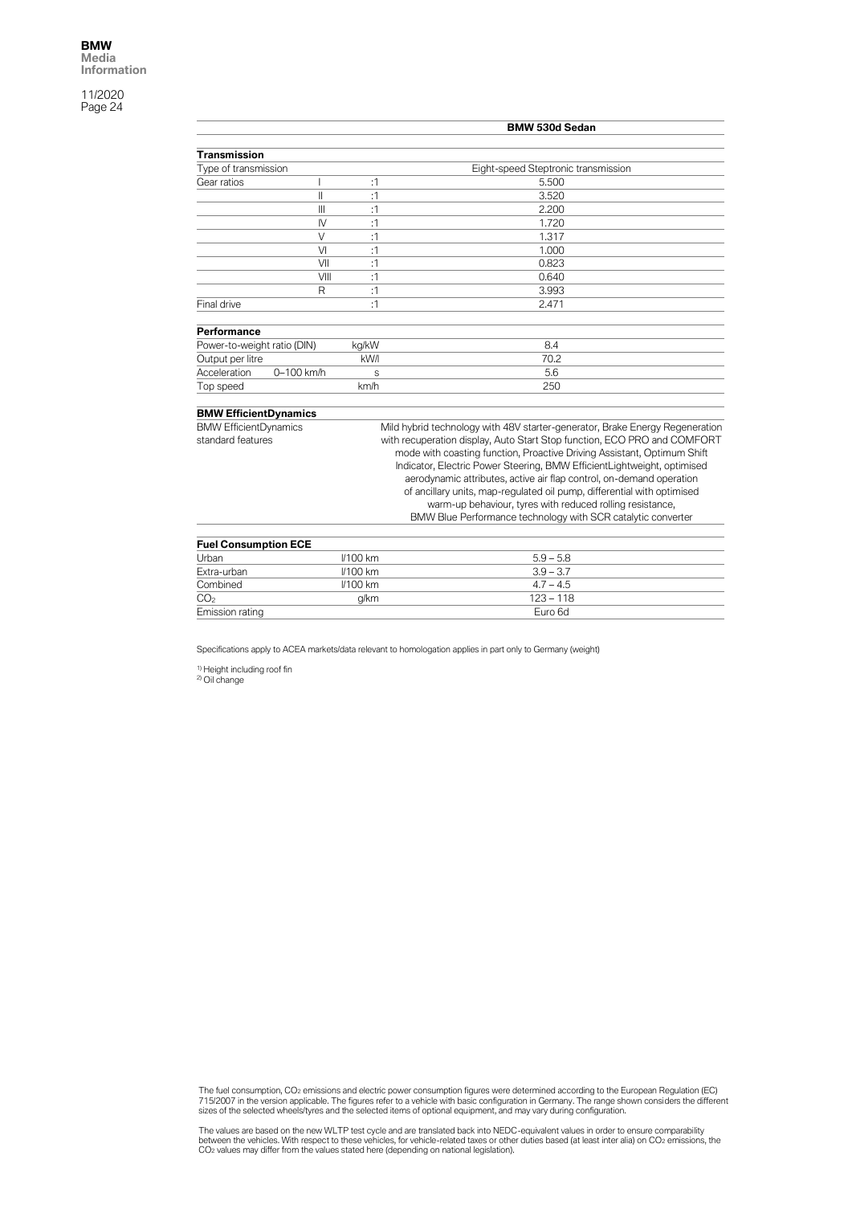| | | | BMW 530d Sedan |
|---|---|---|---|
| **Transmission** | | | |
| Type of transmission | | | Eight-speed Steptronic transmission |
| Gear ratios | I | :1 | 5.500 |
| | II | :1 | 3.520 |
| | III | :1 | 2.200 |
| | IV | :1 | 1.720 |
| | V | :1 | 1.317 |
| | VI | :1 | 1.000 |
| | VII | :1 | 0.823 |
| | VIII | :1 | 0.640 |
| | R | :1 | 3.993 |
| Final drive | | :1 | 2.471 |
| **Performance** | | | |
| Power-to-weight ratio (DIN) | | kg/kW | 8.4 |
| Output per litre | | kW/l | 70.2 |
| Acceleration | 0–100 km/h | s | 5.6 |
| Top speed | | km/h | 250 |
| **BMW EfficientDynamics** | | | |
| BMW EfficientDynamics standard features | | | Mild hybrid technology with 48V starter-generator, Brake Energy Regeneration with recuperation display, Auto Start Stop function, ECO PRO and COMFORT mode with coasting function, Proactive Driving Assistant, Optimum Shift Indicator, Electric Power Steering, BMW EfficientLightweight, optimised aerodynamic attributes, active air flap control, on-demand operation of ancillary units, map-regulated oil pump, differential with optimised warm-up behaviour, tyres with reduced rolling resistance, BMW Blue Performance technology with SCR catalytic converter |
| **Fuel Consumption ECE** | | | |
| Urban | | l/100 km | 5.9 – 5.8 |
| Extra-urban | | l/100 km | 3.9 – 3.7 |
| Combined | | l/100 km | 4.7 – 4.5 |
| $CO_2$ | | g/km | 123 – 118 |
| Emission rating | | | Euro 6d |

Specifications apply to ACEA markets/data relevant to homologation applies in part only to Germany (weight)

[1] Height including roof fin
[2] Oil change

The fuel consumption, $CO_2$ emissions and electric power consumption figures were determined according to the European Regulation (EC) 715/2007 in the version applicable. The figures refer to a vehicle with basic configuration in Germany. The range shown considers the different sizes of the selected wheels/tyres and the selected items of optional equipment, and may vary during configuration.

The values are based on the new WLTP test cycle and are translated back into NEDC-equivalent values in order to ensure comparability between the vehicles. With respect to these vehicles, for vehicle-related taxes or other duties based (at least inter alia) on $CO_2$ emissions, the $CO_2$ values may differ from the values stated here (depending on national legislation).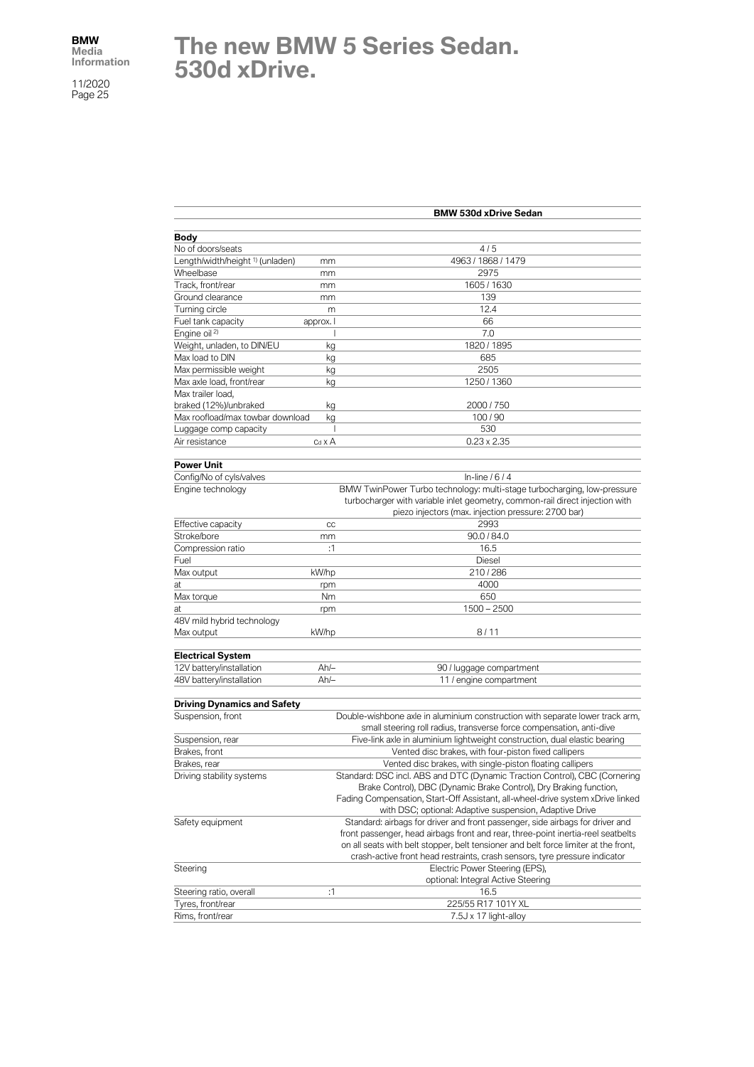# The new BMW 5 Series Sedan. 530d xDrive.

| | | BMW 530d xDrive Sedan |
|---|---|---|
| **Body** | | |
| No of doors/seats | | 4 / 5 |
| Length/width/height [1] (unladen) | mm | 4963 / 1868 / 1479 |
| Wheelbase | mm | 2975 |
| Track, front/rear | mm | 1605 / 1630 |
| Ground clearance | mm | 139 |
| Turning circle | m | 12.4 |
| Fuel tank capacity | approx. l | 66 |
| Engine oil [2] | l | 7.0 |
| Weight, unladen, to DIN/EU | kg | 1820 / 1895 |
| Max load to DIN | kg | 685 |
| Max permissible weight | kg | 2505 |
| Max axle load, front/rear | kg | 1250 / 1360 |
| Max trailer load, braked (12%)/unbraked | kg | 2000 / 750 |
| Max roofload/max towbar download | kg | 100 / 90 |
| Luggage comp capacity | l | 530 |
| Air resistance | $c_d$ x A | 0.23 x 2.35 |
| **Power Unit** | | |
| Config/No of cyls/valves | | In-line / 6 / 4 |
| Engine technology | | BMW TwinPower Turbo technology: multi-stage turbocharging, low-pressure turbocharger with variable inlet geometry, common-rail direct injection with piezo injectors (max. injection pressure: 2700 bar) |
| Effective capacity | cc | 2993 |
| Stroke/bore | mm | 90.0 / 84.0 |
| Compression ratio | :1 | 16.5 |
| Fuel | | Diesel |
| Max output | kW/hp | 210 / 286 |
| at | rpm | 4000 |
| Max torque | Nm | 650 |
| at | rpm | 1500 – 2500 |
| 48V mild hybrid technology Max output | kW/hp | 8 / 11 |
| **Electrical System** | | |
| 12V battery/installation | Ah/– | 90 / luggage compartment |
| 48V battery/installation | Ah/– | 11 / engine compartment |
| **Driving Dynamics and Safety** | | |
| Suspension, front | | Double-wishbone axle in aluminium construction with separate lower track arm, small steering roll radius, transverse force compensation, anti-dive |
| Suspension, rear | | Five-link axle in aluminium lightweight construction, dual elastic bearing |
| Brakes, front | | Vented disc brakes, with four-piston fixed callipers |
| Brakes, rear | | Vented disc brakes, with single-piston floating callipers |
| Driving stability systems | | Standard: DSC incl. ABS and DTC (Dynamic Traction Control), CBC (Cornering Brake Control), DBC (Dynamic Brake Control), Dry Braking function, Fading Compensation, Start-Off Assistant, all-wheel-drive system xDrive linked with DSC; optional: Adaptive suspension, Adaptive Drive |
| Safety equipment | | Standard: airbags for driver and front passenger, side airbags for driver and front passenger, head airbags front and rear, three-point inertia-reel seatbelts on all seats with belt stopper, belt tensioner and belt force limiter at the front, crash-active front head restraints, crash sensors, tyre pressure indicator |
| Steering | | Electric Power Steering (EPS), optional: Integral Active Steering |
| Steering ratio, overall | :1 | 16.5 |
| Tyres, front/rear | | 225/55 R17 101Y XL |
| Rims, front/rear | | 7.5J x 17 light-alloy |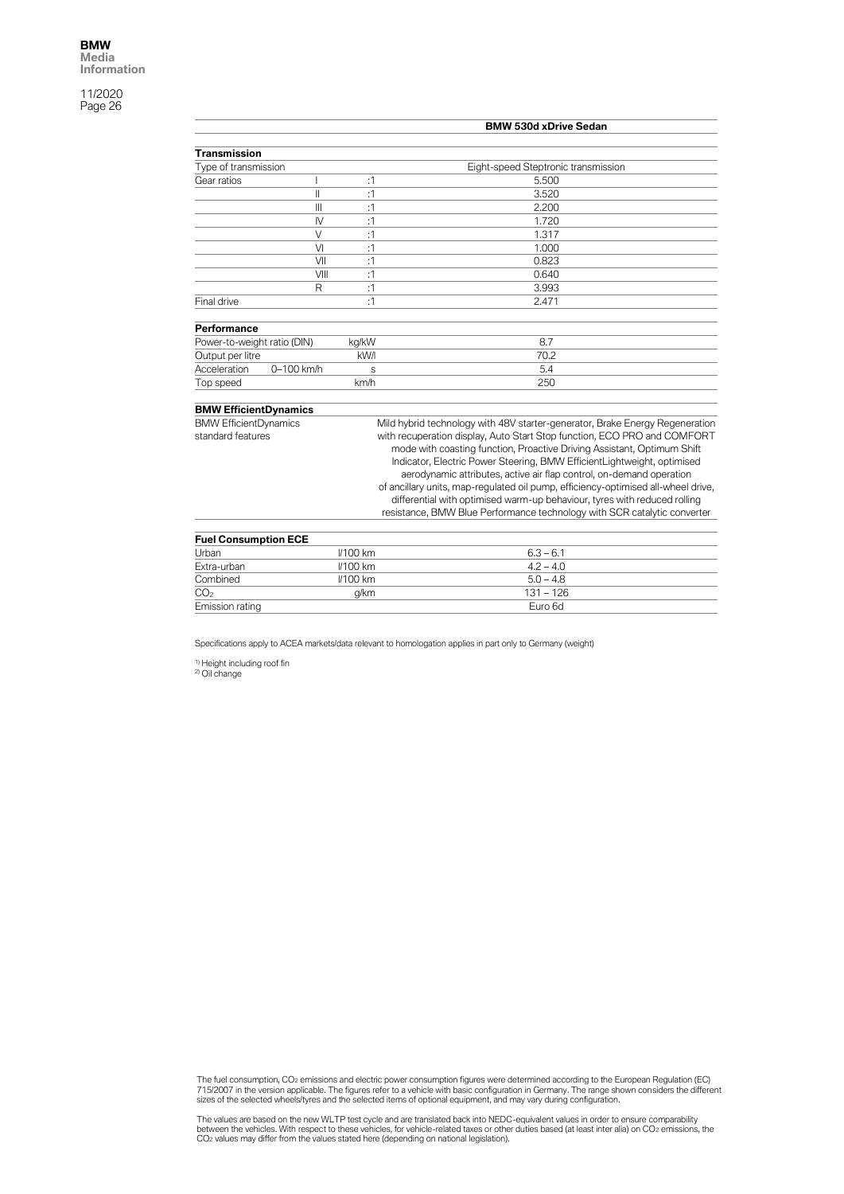| | | | BMW 530d xDrive Sedan |
|---|---|---|---|
| **Transmission** | | | |
| Type of transmission | | | Eight-speed Steptronic transmission |
| Gear ratios | I | :1 | 5.500 |
| | II | :1 | 3.520 |
| | III | :1 | 2.200 |
| | IV | :1 | 1.720 |
| | V | :1 | 1.317 |
| | VI | :1 | 1.000 |
| | VII | :1 | 0.823 |
| | VIII | :1 | 0.640 |
| | R | :1 | 3.993 |
| Final drive | | :1 | 2.471 |
| **Performance** | | | |
| Power-to-weight ratio (DIN) | | kg/kW | 8.7 |
| Output per litre | | kW/l | 70.2 |
| Acceleration | 0–100 km/h | s | 5.4 |
| Top speed | | km/h | 250 |
| **BMW EfficientDynamics** | | | |
| BMW EfficientDynamics standard features | | | Mild hybrid technology with 48V starter-generator, Brake Energy Regeneration with recuperation display, Auto Start Stop function, ECO PRO and COMFORT mode with coasting function, Proactive Driving Assistant, Optimum Shift Indicator, Electric Power Steering, BMW EfficientLightweight, optimised aerodynamic attributes, active air flap control, on-demand operation of ancillary units, map-regulated oil pump, efficiency-optimised all-wheel drive, differential with optimised warm-up behaviour, tyres with reduced rolling resistance, BMW Blue Performance technology with SCR catalytic converter |
| **Fuel Consumption ECE** | | | |
| Urban | | l/100 km | 6.3 – 6.1 |
| Extra-urban | | l/100 km | 4.2 – 4.0 |
| Combined | | l/100 km | 5.0 – 4.8 |
| $CO_2$ | | g/km | 131 – 126 |
| Emission rating | | | Euro 6d |

Specifications apply to ACEA markets/data relevant to homologation applies in part only to Germany (weight)

[1] Height including roof fin
[2] Oil change

The fuel consumption, $CO_2$ emissions and electric power consumption figures were determined according to the European Regulation (EC) 715/2007 in the version applicable. The figures refer to a vehicle with basic configuration in Germany. The range shown considers the different sizes of the selected wheels/tyres and the selected items of optional equipment, and may vary during configuration.

The values are based on the new WLTP test cycle and are translated back into NEDC-equivalent values in order to ensure comparability between the vehicles. With respect to these vehicles, for vehicle-related taxes or other duties based (at least inter alia) on $CO_2$ emissions, the $CO_2$ values may differ from the values stated here (depending on national legislation).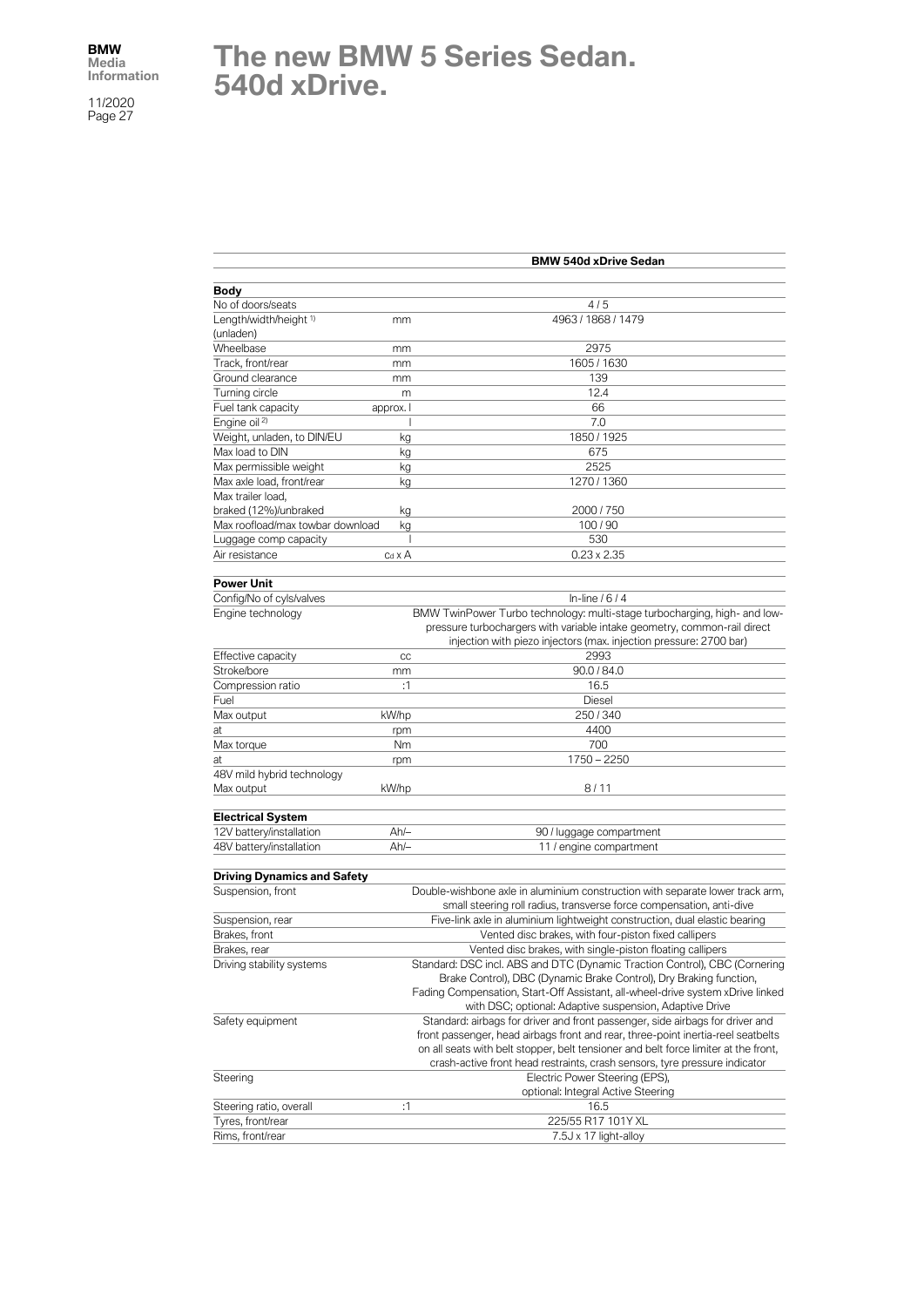# The new BMW 5 Series Sedan. 540d xDrive.

| | | BMW 540d xDrive Sedan |
|---|---|---|
| **Body** | | |
| No of doors/seats | | 4 / 5 |
| Length/width/height [1] (unladen) | mm | 4963 / 1868 / 1479 |
| Wheelbase | mm | 2975 |
| Track, front/rear | mm | 1605 / 1630 |
| Ground clearance | mm | 139 |
| Turning circle | m | 12.4 |
| Fuel tank capacity | approx. l | 66 |
| Engine oil [2] | l | 7.0 |
| Weight, unladen, to DIN/EU | kg | 1850 / 1925 |
| Max load to DIN | kg | 675 |
| Max permissible weight | kg | 2525 |
| Max axle load, front/rear | kg | 1270 / 1360 |
| Max trailer load, braked (12%)/unbraked | kg | 2000 / 750 |
| Max roofload/max towbar download | kg | 100 / 90 |
| Luggage comp capacity | l | 530 |
| Air resistance | $c_d$ x A | 0.23 x 2.35 |
| **Power Unit** | | |
| Config/No of cyls/valves | | In-line / 6 / 4 |
| Engine technology | | BMW TwinPower Turbo technology: multi-stage turbocharging, high- and low-pressure turbochargers with variable intake geometry, common-rail direct injection with piezo injectors (max. injection pressure: 2700 bar) |
| Effective capacity | cc | 2993 |
| Stroke/bore | mm | 90.0 / 84.0 |
| Compression ratio | :1 | 16.5 |
| Fuel | | Diesel |
| Max output | kW/hp | 250 / 340 |
| at | rpm | 4400 |
| Max torque | Nm | 700 |
| at | rpm | 1750 – 2250 |
| 48V mild hybrid technology Max output | kW/hp | 8 / 11 |
| **Electrical System** | | |
| 12V battery/installation | Ah/– | 90 / luggage compartment |
| 48V battery/installation | Ah/– | 11 / engine compartment |
| **Driving Dynamics and Safety** | | |
| Suspension, front | | Double-wishbone axle in aluminium construction with separate lower track arm, small steering roll radius, transverse force compensation, anti-dive |
| Suspension, rear | | Five-link axle in aluminium lightweight construction, dual elastic bearing |
| Brakes, front | | Vented disc brakes, with four-piston fixed callipers |
| Brakes, rear | | Vented disc brakes, with single-piston floating callipers |
| Driving stability systems | | Standard: DSC incl. ABS and DTC (Dynamic Traction Control), CBC (Cornering Brake Control), DBC (Dynamic Brake Control), Dry Braking function, Fading Compensation, Start-Off Assistant, all-wheel-drive system xDrive linked with DSC; optional: Adaptive suspension, Adaptive Drive |
| Safety equipment | | Standard: airbags for driver and front passenger, side airbags for driver and front passenger, head airbags front and rear, three-point inertia-reel seatbelts on all seats with belt stopper, belt tensioner and belt force limiter at the front, crash-active front head restraints, crash sensors, tyre pressure indicator |
| Steering | | Electric Power Steering (EPS), optional: Integral Active Steering |
| Steering ratio, overall | :1 | 16.5 |
| Tyres, front/rear | | 225/55 R17 101Y XL |
| Rims, front/rear | | 7.5J x 17 light-alloy |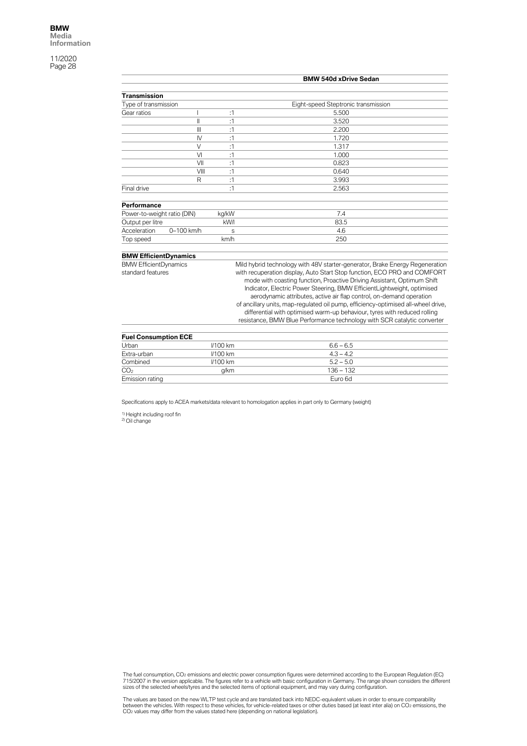| | | | BMW 540d xDrive Sedan |
|---|---|---|---|
| **Transmission** | | | |
| Type of transmission | | | Eight-speed Steptronic transmission |
| Gear ratios | I | :1 | 5.500 |
| | II | :1 | 3.520 |
| | III | :1 | 2.200 |
| | IV | :1 | 1.720 |
| | V | :1 | 1.317 |
| | VI | :1 | 1.000 |
| | VII | :1 | 0.823 |
| | VIII | :1 | 0.640 |
| | R | :1 | 3.993 |
| Final drive | | :1 | 2.563 |
| **Performance** | | | |
| Power-to-weight ratio (DIN) | | kg/kW | 7.4 |
| Output per litre | | kW/l | 83.5 |
| Acceleration | 0–100 km/h | s | 4.6 |
| Top speed | | km/h | 250 |
| **BMW EfficientDynamics** | | | |
| BMW EfficientDynamics standard features | | | Mild hybrid technology with 48V starter-generator, Brake Energy Regeneration with recuperation display, Auto Start Stop function, ECO PRO and COMFORT mode with coasting function, Proactive Driving Assistant, Optimum Shift Indicator, Electric Power Steering, BMW EfficientLightweight, optimised aerodynamic attributes, active air flap control, on-demand operation of ancillary units, map-regulated oil pump, efficiency-optimised all-wheel drive, differential with optimised warm-up behaviour, tyres with reduced rolling resistance, BMW Blue Performance technology with SCR catalytic converter |
| **Fuel Consumption ECE** | | | |
| Urban | | l/100 km | 6.6 – 6.5 |
| Extra-urban | | l/100 km | 4.3 – 4.2 |
| Combined | | l/100 km | 5.2 – 5.0 |
| $CO_2$ | | g/km | 136 – 132 |
| Emission rating | | | Euro 6d |

Specifications apply to ACEA markets/data relevant to homologation applies in part only to Germany (weight)

[1] Height including roof fin
[2] Oil change

The fuel consumption, $CO_2$ emissions and electric power consumption figures were determined according to the European Regulation (EC) 715/2007 in the version applicable. The figures refer to a vehicle with basic configuration in Germany. The range shown considers the different sizes of the selected wheels/tyres and the selected items of optional equipment, and may vary during configuration.

The values are based on the new WLTP test cycle and are translated back into NEDC-equivalent values in order to ensure comparability between the vehicles. With respect to these vehicles, for vehicle-related taxes or other duties based (at least inter alia) on $CO_2$ emissions, the $CO_2$ values may differ from the values stated here (depending on national legislation).